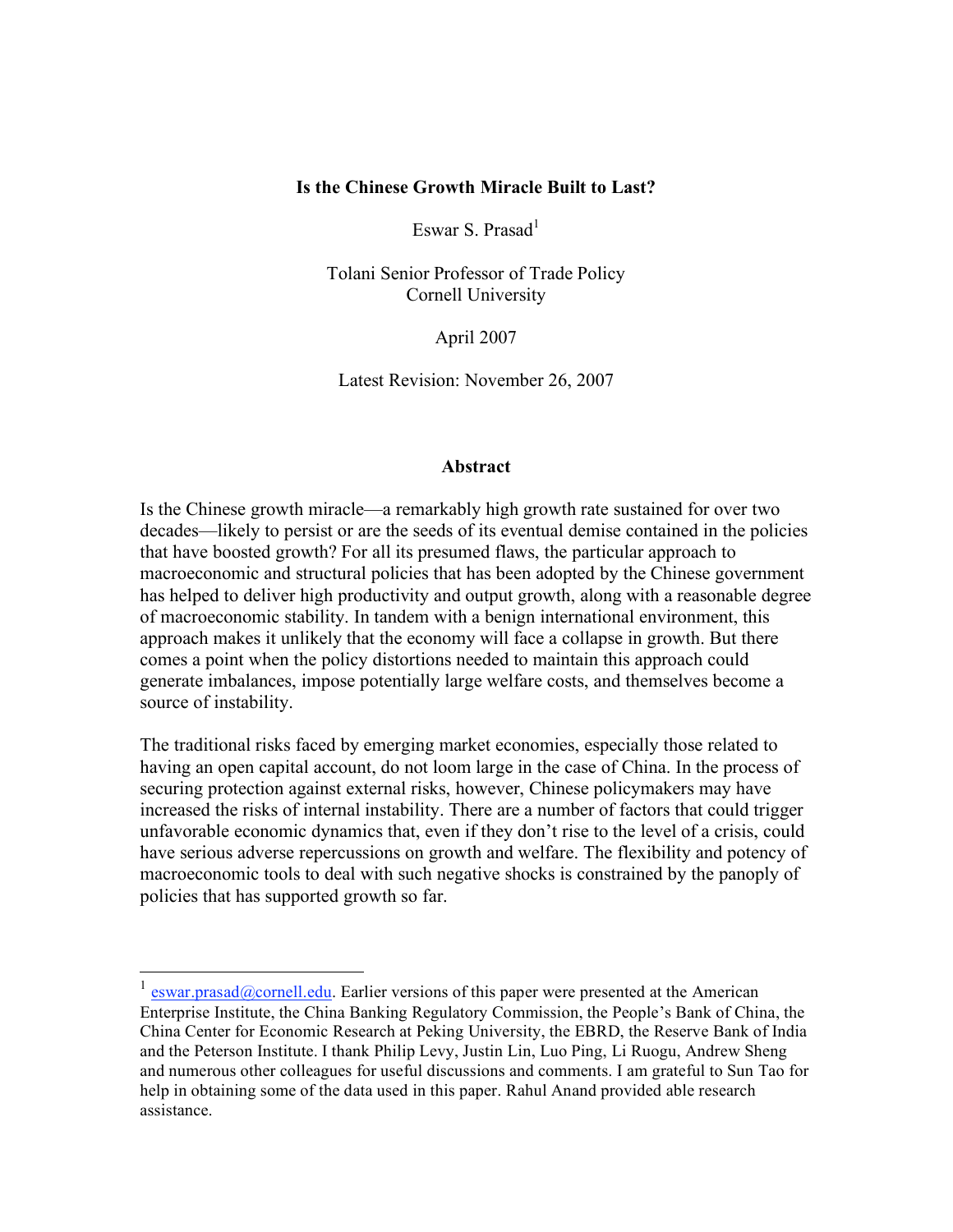# Is the Chinese Growth Miracle Built to Last?

Eswar S. Prasad[1]

Tolani Senior Professor of Trade Policy
Cornell University

April 2007

Latest Revision: November 26, 2007

## Abstract

Is the Chinese growth miracle—a remarkably high growth rate sustained for over two decades—likely to persist or are the seeds of its eventual demise contained in the policies that have boosted growth? For all its presumed flaws, the particular approach to macroeconomic and structural policies that has been adopted by the Chinese government has helped to deliver high productivity and output growth, along with a reasonable degree of macroeconomic stability. In tandem with a benign international environment, this approach makes it unlikely that the economy will face a collapse in growth. But there comes a point when the policy distortions needed to maintain this approach could generate imbalances, impose potentially large welfare costs, and themselves become a source of instability.

The traditional risks faced by emerging market economies, especially those related to having an open capital account, do not loom large in the case of China. In the process of securing protection against external risks, however, Chinese policymakers may have increased the risks of internal instability. There are a number of factors that could trigger unfavorable economic dynamics that, even if they don't rise to the level of a crisis, could have serious adverse repercussions on growth and welfare. The flexibility and potency of macroeconomic tools to deal with such negative shocks is constrained by the panoply of policies that has supported growth so far.

---

[1] eswar.prasad@cornell.edu. Earlier versions of this paper were presented at the American Enterprise Institute, the China Banking Regulatory Commission, the People's Bank of China, the China Center for Economic Research at Peking University, the EBRD, the Reserve Bank of India and the Peterson Institute. I thank Philip Levy, Justin Lin, Luo Ping, Li Ruogu, Andrew Sheng and numerous other colleagues for useful discussions and comments. I am grateful to Sun Tao for help in obtaining some of the data used in this paper. Rahul Anand provided able research assistance.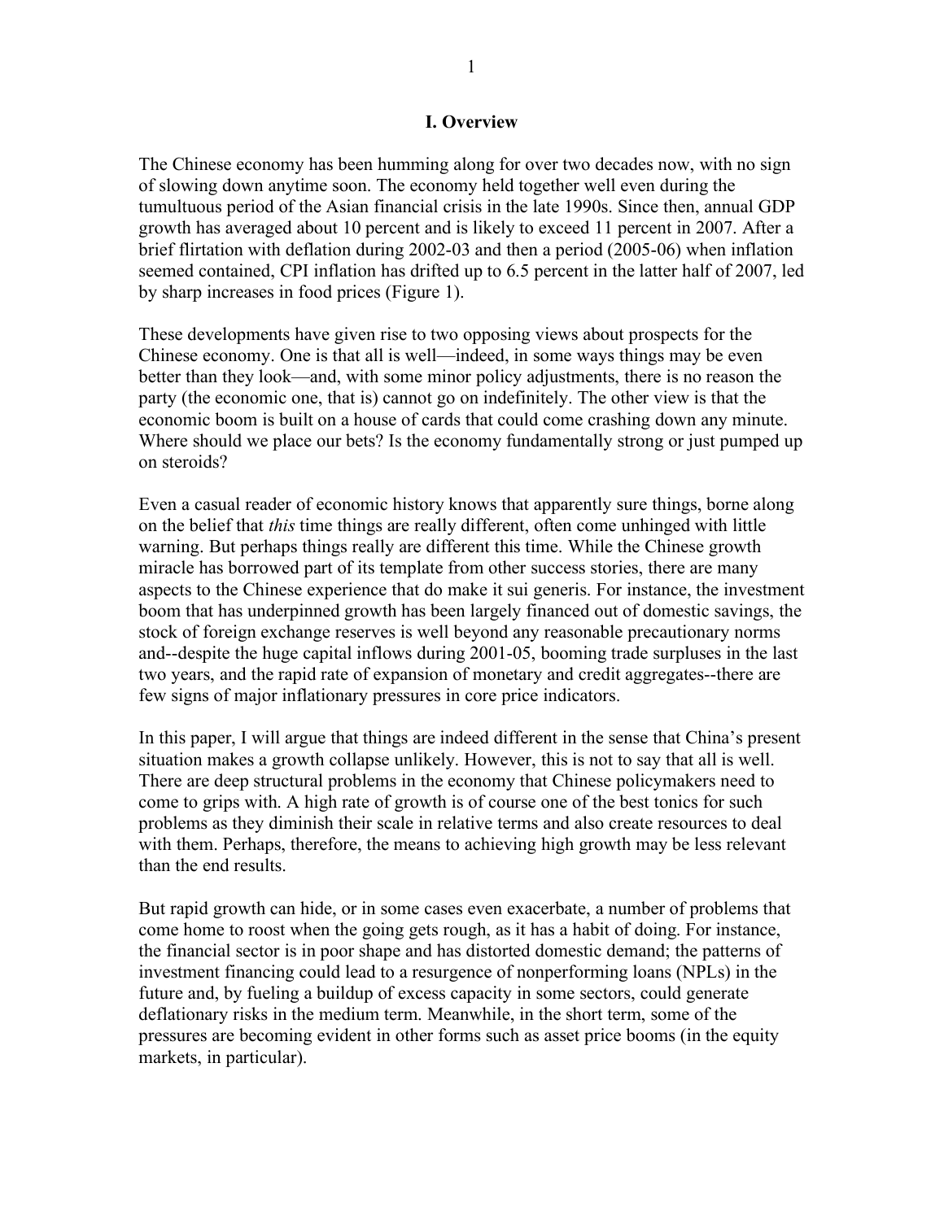# I. Overview

The Chinese economy has been humming along for over two decades now, with no sign of slowing down anytime soon. The economy held together well even during the tumultuous period of the Asian financial crisis in the late 1990s. Since then, annual GDP growth has averaged about 10 percent and is likely to exceed 11 percent in 2007. After a brief flirtation with deflation during 2002-03 and then a period (2005-06) when inflation seemed contained, CPI inflation has drifted up to 6.5 percent in the latter half of 2007, led by sharp increases in food prices (Figure 1).

These developments have given rise to two opposing views about prospects for the Chinese economy. One is that all is well—indeed, in some ways things may be even better than they look—and, with some minor policy adjustments, there is no reason the party (the economic one, that is) cannot go on indefinitely. The other view is that the economic boom is built on a house of cards that could come crashing down any minute. Where should we place our bets? Is the economy fundamentally strong or just pumped up on steroids?

Even a casual reader of economic history knows that apparently sure things, borne along on the belief that *this* time things are really different, often come unhinged with little warning. But perhaps things really are different this time. While the Chinese growth miracle has borrowed part of its template from other success stories, there are many aspects to the Chinese experience that do make it sui generis. For instance, the investment boom that has underpinned growth has been largely financed out of domestic savings, the stock of foreign exchange reserves is well beyond any reasonable precautionary norms and--despite the huge capital inflows during 2001-05, booming trade surpluses in the last two years, and the rapid rate of expansion of monetary and credit aggregates--there are few signs of major inflationary pressures in core price indicators.

In this paper, I will argue that things are indeed different in the sense that China's present situation makes a growth collapse unlikely. However, this is not to say that all is well. There are deep structural problems in the economy that Chinese policymakers need to come to grips with. A high rate of growth is of course one of the best tonics for such problems as they diminish their scale in relative terms and also create resources to deal with them. Perhaps, therefore, the means to achieving high growth may be less relevant than the end results.

But rapid growth can hide, or in some cases even exacerbate, a number of problems that come home to roost when the going gets rough, as it has a habit of doing. For instance, the financial sector is in poor shape and has distorted domestic demand; the patterns of investment financing could lead to a resurgence of nonperforming loans (NPLs) in the future and, by fueling a buildup of excess capacity in some sectors, could generate deflationary risks in the medium term. Meanwhile, in the short term, some of the pressures are becoming evident in other forms such as asset price booms (in the equity markets, in particular).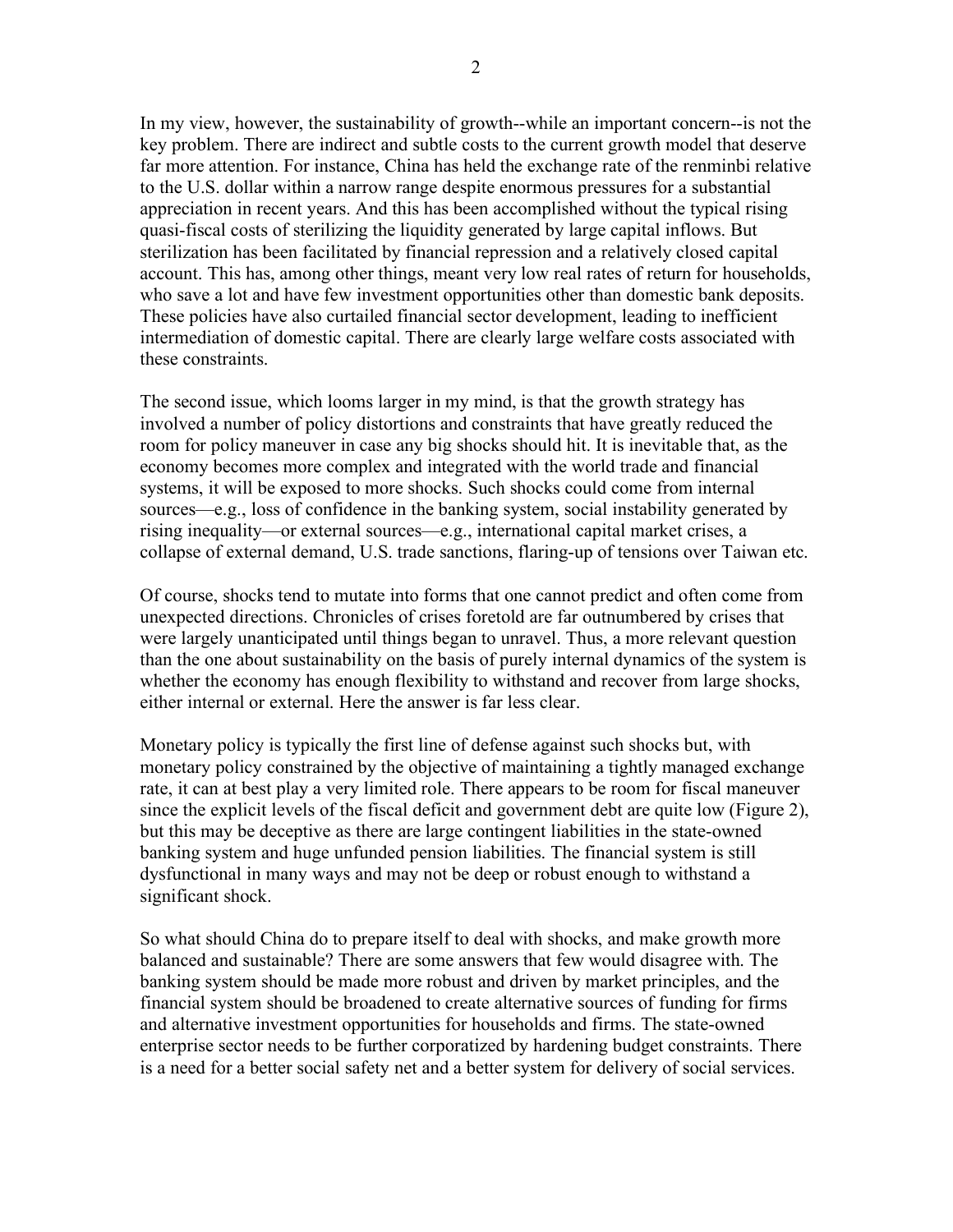In my view, however, the sustainability of growth--while an important concern--is not the key problem. There are indirect and subtle costs to the current growth model that deserve far more attention. For instance, China has held the exchange rate of the renminbi relative to the U.S. dollar within a narrow range despite enormous pressures for a substantial appreciation in recent years. And this has been accomplished without the typical rising quasi-fiscal costs of sterilizing the liquidity generated by large capital inflows. But sterilization has been facilitated by financial repression and a relatively closed capital account. This has, among other things, meant very low real rates of return for households, who save a lot and have few investment opportunities other than domestic bank deposits. These policies have also curtailed financial sector development, leading to inefficient intermediation of domestic capital. There are clearly large welfare costs associated with these constraints.

The second issue, which looms larger in my mind, is that the growth strategy has involved a number of policy distortions and constraints that have greatly reduced the room for policy maneuver in case any big shocks should hit. It is inevitable that, as the economy becomes more complex and integrated with the world trade and financial systems, it will be exposed to more shocks. Such shocks could come from internal sources—e.g., loss of confidence in the banking system, social instability generated by rising inequality—or external sources—e.g., international capital market crises, a collapse of external demand, U.S. trade sanctions, flaring-up of tensions over Taiwan etc.

Of course, shocks tend to mutate into forms that one cannot predict and often come from unexpected directions. Chronicles of crises foretold are far outnumbered by crises that were largely unanticipated until things began to unravel. Thus, a more relevant question than the one about sustainability on the basis of purely internal dynamics of the system is whether the economy has enough flexibility to withstand and recover from large shocks, either internal or external. Here the answer is far less clear.

Monetary policy is typically the first line of defense against such shocks but, with monetary policy constrained by the objective of maintaining a tightly managed exchange rate, it can at best play a very limited role. There appears to be room for fiscal maneuver since the explicit levels of the fiscal deficit and government debt are quite low (Figure 2), but this may be deceptive as there are large contingent liabilities in the state-owned banking system and huge unfunded pension liabilities. The financial system is still dysfunctional in many ways and may not be deep or robust enough to withstand a significant shock.

So what should China do to prepare itself to deal with shocks, and make growth more balanced and sustainable? There are some answers that few would disagree with. The banking system should be made more robust and driven by market principles, and the financial system should be broadened to create alternative sources of funding for firms and alternative investment opportunities for households and firms. The state-owned enterprise sector needs to be further corporatized by hardening budget constraints. There is a need for a better social safety net and a better system for delivery of social services.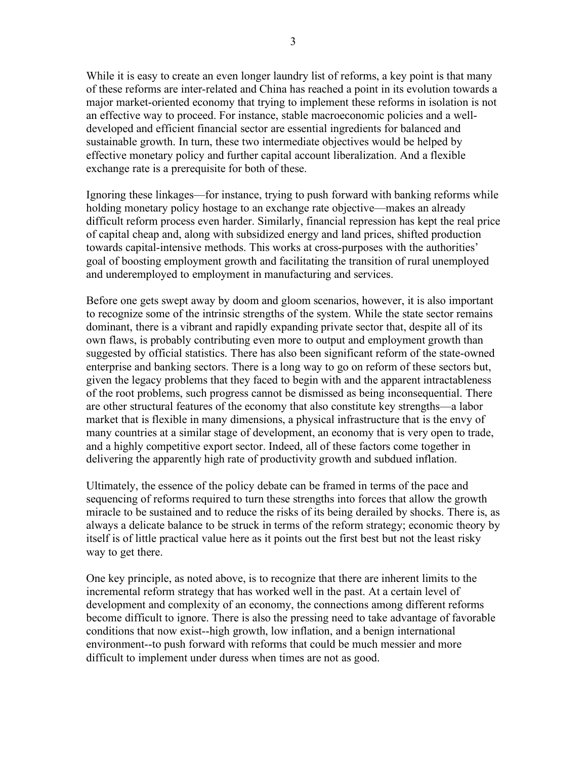While it is easy to create an even longer laundry list of reforms, a key point is that many of these reforms are inter-related and China has reached a point in its evolution towards a major market-oriented economy that trying to implement these reforms in isolation is not an effective way to proceed. For instance, stable macroeconomic policies and a well-developed and efficient financial sector are essential ingredients for balanced and sustainable growth. In turn, these two intermediate objectives would be helped by effective monetary policy and further capital account liberalization. And a flexible exchange rate is a prerequisite for both of these.

Ignoring these linkages—for instance, trying to push forward with banking reforms while holding monetary policy hostage to an exchange rate objective—makes an already difficult reform process even harder. Similarly, financial repression has kept the real price of capital cheap and, along with subsidized energy and land prices, shifted production towards capital-intensive methods. This works at cross-purposes with the authorities' goal of boosting employment growth and facilitating the transition of rural unemployed and underemployed to employment in manufacturing and services.

Before one gets swept away by doom and gloom scenarios, however, it is also important to recognize some of the intrinsic strengths of the system. While the state sector remains dominant, there is a vibrant and rapidly expanding private sector that, despite all of its own flaws, is probably contributing even more to output and employment growth than suggested by official statistics. There has also been significant reform of the state-owned enterprise and banking sectors. There is a long way to go on reform of these sectors but, given the legacy problems that they faced to begin with and the apparent intractableness of the root problems, such progress cannot be dismissed as being inconsequential. There are other structural features of the economy that also constitute key strengths—a labor market that is flexible in many dimensions, a physical infrastructure that is the envy of many countries at a similar stage of development, an economy that is very open to trade, and a highly competitive export sector. Indeed, all of these factors come together in delivering the apparently high rate of productivity growth and subdued inflation.

Ultimately, the essence of the policy debate can be framed in terms of the pace and sequencing of reforms required to turn these strengths into forces that allow the growth miracle to be sustained and to reduce the risks of its being derailed by shocks. There is, as always a delicate balance to be struck in terms of the reform strategy; economic theory by itself is of little practical value here as it points out the first best but not the least risky way to get there.

One key principle, as noted above, is to recognize that there are inherent limits to the incremental reform strategy that has worked well in the past. At a certain level of development and complexity of an economy, the connections among different reforms become difficult to ignore. There is also the pressing need to take advantage of favorable conditions that now exist--high growth, low inflation, and a benign international environment--to push forward with reforms that could be much messier and more difficult to implement under duress when times are not as good.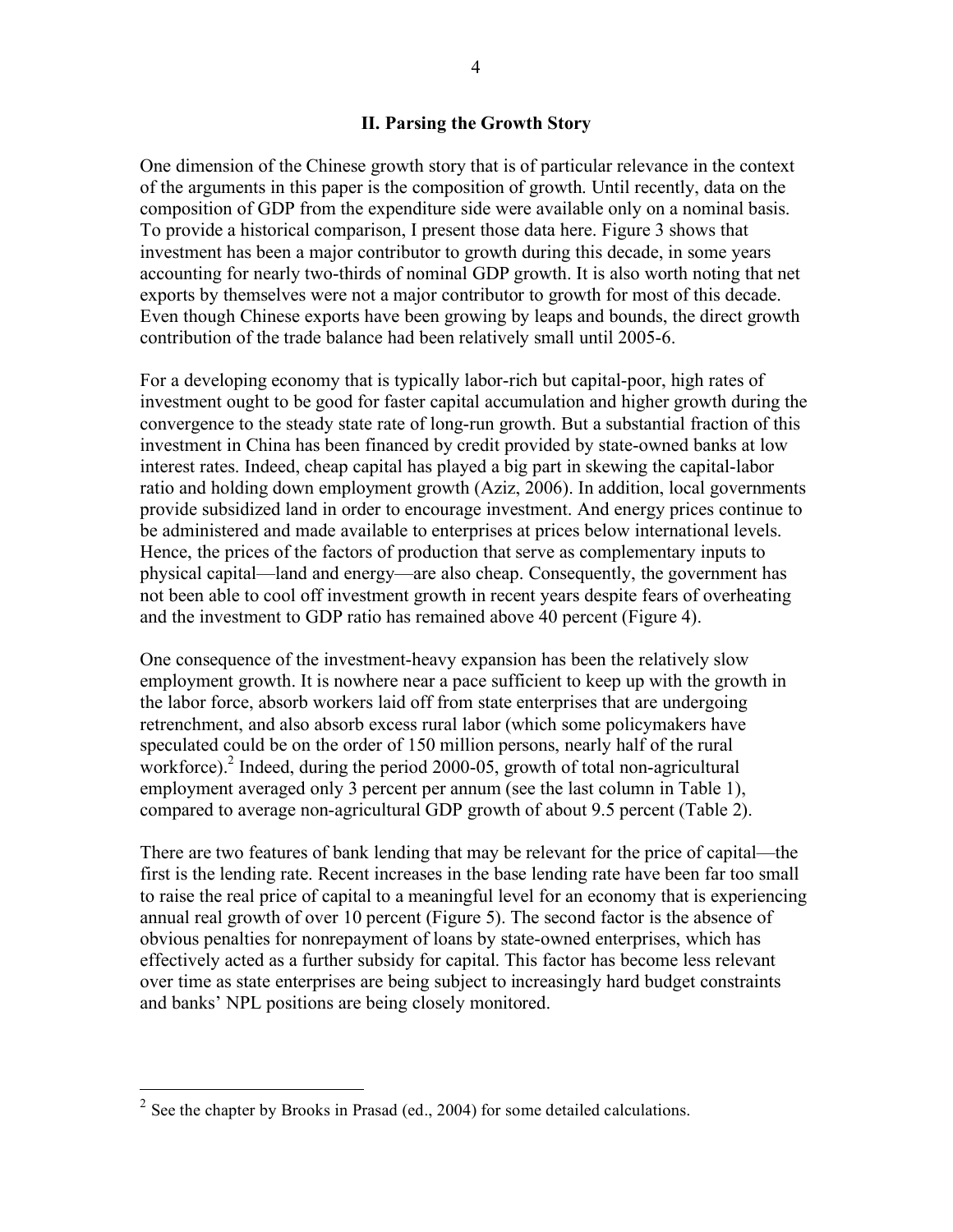## II. Parsing the Growth Story

One dimension of the Chinese growth story that is of particular relevance in the context of the arguments in this paper is the composition of growth. Until recently, data on the composition of GDP from the expenditure side were available only on a nominal basis. To provide a historical comparison, I present those data here. Figure 3 shows that investment has been a major contributor to growth during this decade, in some years accounting for nearly two-thirds of nominal GDP growth. It is also worth noting that net exports by themselves were not a major contributor to growth for most of this decade. Even though Chinese exports have been growing by leaps and bounds, the direct growth contribution of the trade balance had been relatively small until 2005-6.

For a developing economy that is typically labor-rich but capital-poor, high rates of investment ought to be good for faster capital accumulation and higher growth during the convergence to the steady state rate of long-run growth. But a substantial fraction of this investment in China has been financed by credit provided by state-owned banks at low interest rates. Indeed, cheap capital has played a big part in skewing the capital-labor ratio and holding down employment growth (Aziz, 2006). In addition, local governments provide subsidized land in order to encourage investment. And energy prices continue to be administered and made available to enterprises at prices below international levels. Hence, the prices of the factors of production that serve as complementary inputs to physical capital—land and energy—are also cheap. Consequently, the government has not been able to cool off investment growth in recent years despite fears of overheating and the investment to GDP ratio has remained above 40 percent (Figure 4).

One consequence of the investment-heavy expansion has been the relatively slow employment growth. It is nowhere near a pace sufficient to keep up with the growth in the labor force, absorb workers laid off from state enterprises that are undergoing retrenchment, and also absorb excess rural labor (which some policymakers have speculated could be on the order of 150 million persons, nearly half of the rural workforce).[2] Indeed, during the period 2000-05, growth of total non-agricultural employment averaged only 3 percent per annum (see the last column in Table 1), compared to average non-agricultural GDP growth of about 9.5 percent (Table 2).

There are two features of bank lending that may be relevant for the price of capital—the first is the lending rate. Recent increases in the base lending rate have been far too small to raise the real price of capital to a meaningful level for an economy that is experiencing annual real growth of over 10 percent (Figure 5). The second factor is the absence of obvious penalties for nonrepayment of loans by state-owned enterprises, which has effectively acted as a further subsidy for capital. This factor has become less relevant over time as state enterprises are being subject to increasingly hard budget constraints and banks' NPL positions are being closely monitored.

---

[2] See the chapter by Brooks in Prasad (ed., 2004) for some detailed calculations.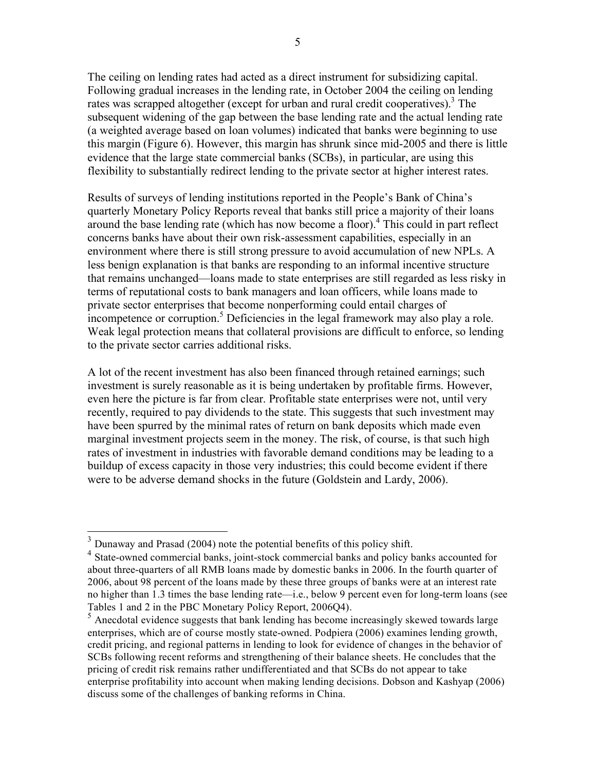The ceiling on lending rates had acted as a direct instrument for subsidizing capital. Following gradual increases in the lending rate, in October 2004 the ceiling on lending rates was scrapped altogether (except for urban and rural credit cooperatives).[3] The subsequent widening of the gap between the base lending rate and the actual lending rate (a weighted average based on loan volumes) indicated that banks were beginning to use this margin (Figure 6). However, this margin has shrunk since mid-2005 and there is little evidence that the large state commercial banks (SCBs), in particular, are using this flexibility to substantially redirect lending to the private sector at higher interest rates.

Results of surveys of lending institutions reported in the People's Bank of China's quarterly Monetary Policy Reports reveal that banks still price a majority of their loans around the base lending rate (which has now become a floor).[4] This could in part reflect concerns banks have about their own risk-assessment capabilities, especially in an environment where there is still strong pressure to avoid accumulation of new NPLs. A less benign explanation is that banks are responding to an informal incentive structure that remains unchanged—loans made to state enterprises are still regarded as less risky in terms of reputational costs to bank managers and loan officers, while loans made to private sector enterprises that become nonperforming could entail charges of incompetence or corruption.[5] Deficiencies in the legal framework may also play a role. Weak legal protection means that collateral provisions are difficult to enforce, so lending to the private sector carries additional risks.

A lot of the recent investment has also been financed through retained earnings; such investment is surely reasonable as it is being undertaken by profitable firms. However, even here the picture is far from clear. Profitable state enterprises were not, until very recently, required to pay dividends to the state. This suggests that such investment may have been spurred by the minimal rates of return on bank deposits which made even marginal investment projects seem in the money. The risk, of course, is that such high rates of investment in industries with favorable demand conditions may be leading to a buildup of excess capacity in those very industries; this could become evident if there were to be adverse demand shocks in the future (Goldstein and Lardy, 2006).

---

[3] Dunaway and Prasad (2004) note the potential benefits of this policy shift.

[4] State-owned commercial banks, joint-stock commercial banks and policy banks accounted for about three-quarters of all RMB loans made by domestic banks in 2006. In the fourth quarter of 2006, about 98 percent of the loans made by these three groups of banks were at an interest rate no higher than 1.3 times the base lending rate—i.e., below 9 percent even for long-term loans (see Tables 1 and 2 in the PBC Monetary Policy Report, 2006Q4).

[5] Anecdotal evidence suggests that bank lending has become increasingly skewed towards large enterprises, which are of course mostly state-owned. Podpiera (2006) examines lending growth, credit pricing, and regional patterns in lending to look for evidence of changes in the behavior of SCBs following recent reforms and strengthening of their balance sheets. He concludes that the pricing of credit risk remains rather undifferentiated and that SCBs do not appear to take enterprise profitability into account when making lending decisions. Dobson and Kashyap (2006) discuss some of the challenges of banking reforms in China.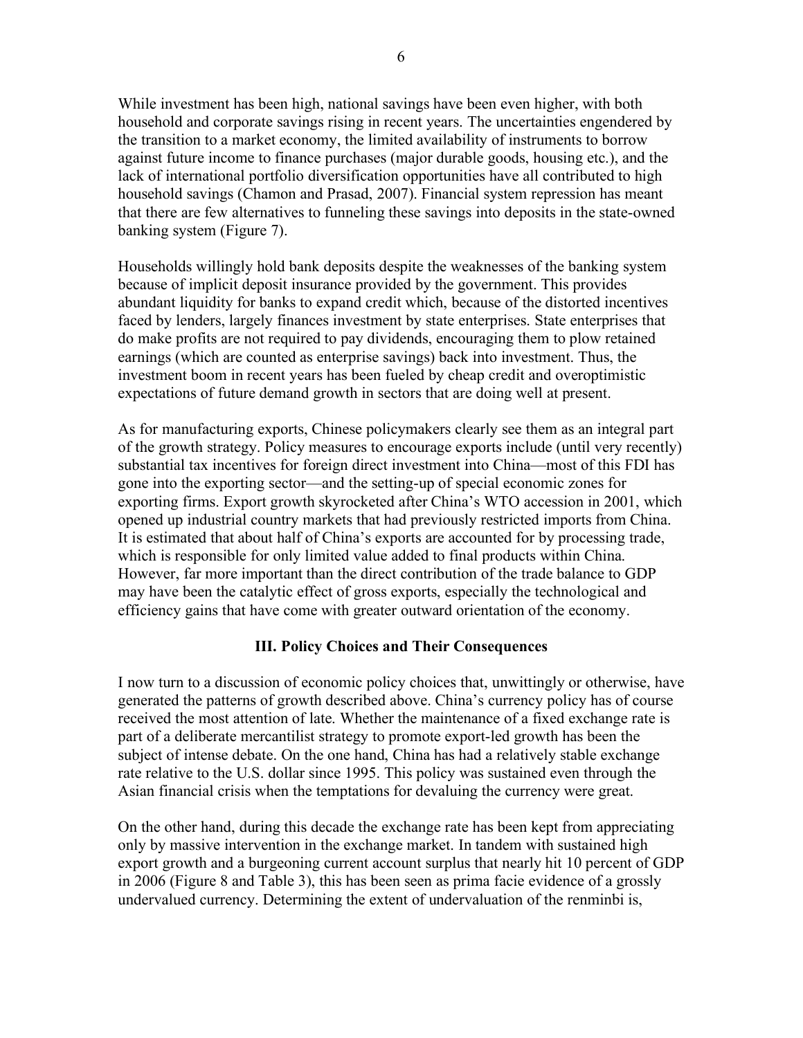While investment has been high, national savings have been even higher, with both household and corporate savings rising in recent years. The uncertainties engendered by the transition to a market economy, the limited availability of instruments to borrow against future income to finance purchases (major durable goods, housing etc.), and the lack of international portfolio diversification opportunities have all contributed to high household savings (Chamon and Prasad, 2007). Financial system repression has meant that there are few alternatives to funneling these savings into deposits in the state-owned banking system (Figure 7).

Households willingly hold bank deposits despite the weaknesses of the banking system because of implicit deposit insurance provided by the government. This provides abundant liquidity for banks to expand credit which, because of the distorted incentives faced by lenders, largely finances investment by state enterprises. State enterprises that do make profits are not required to pay dividends, encouraging them to plow retained earnings (which are counted as enterprise savings) back into investment. Thus, the investment boom in recent years has been fueled by cheap credit and overoptimistic expectations of future demand growth in sectors that are doing well at present.

As for manufacturing exports, Chinese policymakers clearly see them as an integral part of the growth strategy. Policy measures to encourage exports include (until very recently) substantial tax incentives for foreign direct investment into China—most of this FDI has gone into the exporting sector—and the setting-up of special economic zones for exporting firms. Export growth skyrocketed after China's WTO accession in 2001, which opened up industrial country markets that had previously restricted imports from China. It is estimated that about half of China's exports are accounted for by processing trade, which is responsible for only limited value added to final products within China. However, far more important than the direct contribution of the trade balance to GDP may have been the catalytic effect of gross exports, especially the technological and efficiency gains that have come with greater outward orientation of the economy.

## III. Policy Choices and Their Consequences

I now turn to a discussion of economic policy choices that, unwittingly or otherwise, have generated the patterns of growth described above. China's currency policy has of course received the most attention of late. Whether the maintenance of a fixed exchange rate is part of a deliberate mercantilist strategy to promote export-led growth has been the subject of intense debate. On the one hand, China has had a relatively stable exchange rate relative to the U.S. dollar since 1995. This policy was sustained even through the Asian financial crisis when the temptations for devaluing the currency were great.

On the other hand, during this decade the exchange rate has been kept from appreciating only by massive intervention in the exchange market. In tandem with sustained high export growth and a burgeoning current account surplus that nearly hit 10 percent of GDP in 2006 (Figure 8 and Table 3), this has been seen as prima facie evidence of a grossly undervalued currency. Determining the extent of undervaluation of the renminbi is,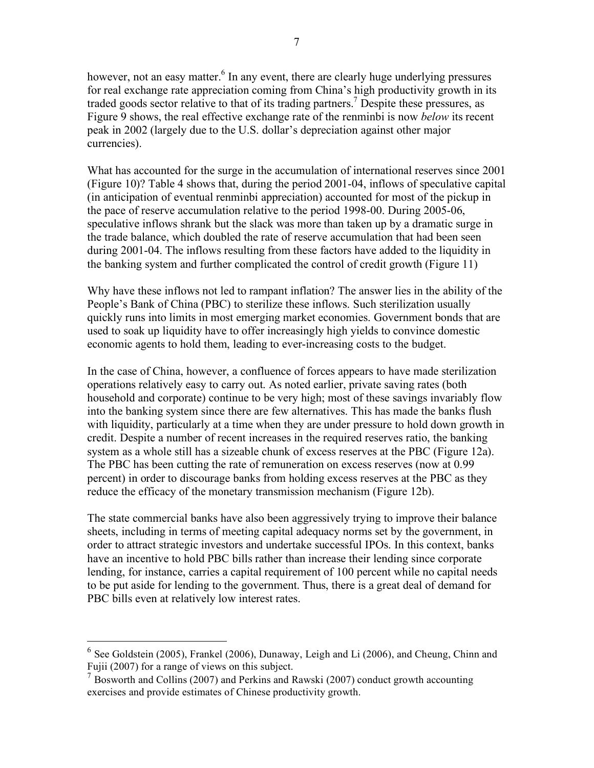however, not an easy matter.[6] In any event, there are clearly huge underlying pressures for real exchange rate appreciation coming from China's high productivity growth in its traded goods sector relative to that of its trading partners.[7] Despite these pressures, as Figure 9 shows, the real effective exchange rate of the renminbi is now *below* its recent peak in 2002 (largely due to the U.S. dollar's depreciation against other major currencies).

What has accounted for the surge in the accumulation of international reserves since 2001 (Figure 10)? Table 4 shows that, during the period 2001-04, inflows of speculative capital (in anticipation of eventual renminbi appreciation) accounted for most of the pickup in the pace of reserve accumulation relative to the period 1998-00. During 2005-06, speculative inflows shrank but the slack was more than taken up by a dramatic surge in the trade balance, which doubled the rate of reserve accumulation that had been seen during 2001-04. The inflows resulting from these factors have added to the liquidity in the banking system and further complicated the control of credit growth (Figure 11)

Why have these inflows not led to rampant inflation? The answer lies in the ability of the People's Bank of China (PBC) to sterilize these inflows. Such sterilization usually quickly runs into limits in most emerging market economies. Government bonds that are used to soak up liquidity have to offer increasingly high yields to convince domestic economic agents to hold them, leading to ever-increasing costs to the budget.

In the case of China, however, a confluence of forces appears to have made sterilization operations relatively easy to carry out. As noted earlier, private saving rates (both household and corporate) continue to be very high; most of these savings invariably flow into the banking system since there are few alternatives. This has made the banks flush with liquidity, particularly at a time when they are under pressure to hold down growth in credit. Despite a number of recent increases in the required reserves ratio, the banking system as a whole still has a sizeable chunk of excess reserves at the PBC (Figure 12a). The PBC has been cutting the rate of remuneration on excess reserves (now at 0.99 percent) in order to discourage banks from holding excess reserves at the PBC as they reduce the efficacy of the monetary transmission mechanism (Figure 12b).

The state commercial banks have also been aggressively trying to improve their balance sheets, including in terms of meeting capital adequacy norms set by the government, in order to attract strategic investors and undertake successful IPOs. In this context, banks have an incentive to hold PBC bills rather than increase their lending since corporate lending, for instance, carries a capital requirement of 100 percent while no capital needs to be put aside for lending to the government. Thus, there is a great deal of demand for PBC bills even at relatively low interest rates.

---

[6] See Goldstein (2005), Frankel (2006), Dunaway, Leigh and Li (2006), and Cheung, Chinn and Fujii (2007) for a range of views on this subject.

[7] Bosworth and Collins (2007) and Perkins and Rawski (2007) conduct growth accounting exercises and provide estimates of Chinese productivity growth.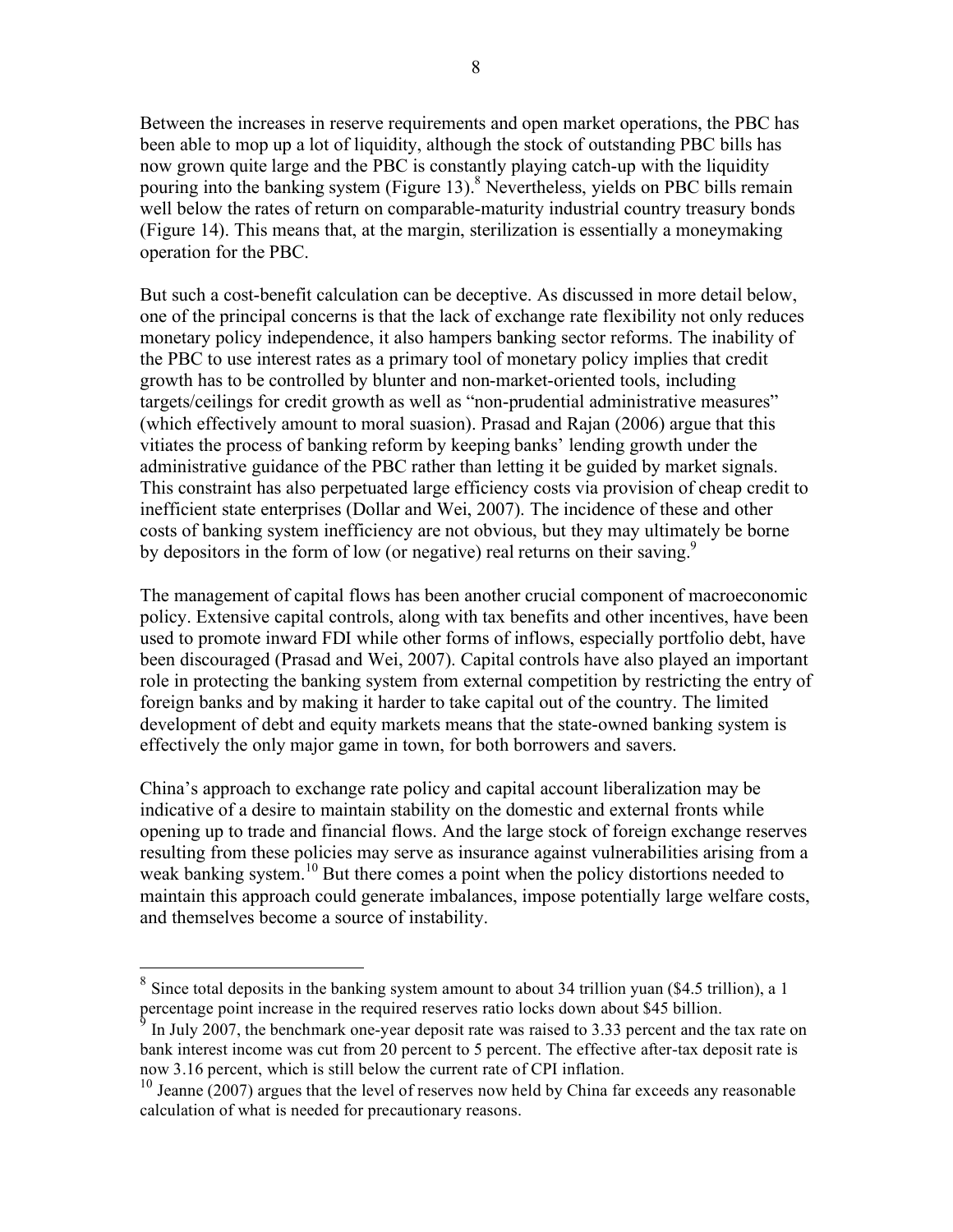Between the increases in reserve requirements and open market operations, the PBC has been able to mop up a lot of liquidity, although the stock of outstanding PBC bills has now grown quite large and the PBC is constantly playing catch-up with the liquidity pouring into the banking system (Figure 13).[8] Nevertheless, yields on PBC bills remain well below the rates of return on comparable-maturity industrial country treasury bonds (Figure 14). This means that, at the margin, sterilization is essentially a moneymaking operation for the PBC.

But such a cost-benefit calculation can be deceptive. As discussed in more detail below, one of the principal concerns is that the lack of exchange rate flexibility not only reduces monetary policy independence, it also hampers banking sector reforms. The inability of the PBC to use interest rates as a primary tool of monetary policy implies that credit growth has to be controlled by blunter and non-market-oriented tools, including targets/ceilings for credit growth as well as "non-prudential administrative measures" (which effectively amount to moral suasion). Prasad and Rajan (2006) argue that this vitiates the process of banking reform by keeping banks' lending growth under the administrative guidance of the PBC rather than letting it be guided by market signals. This constraint has also perpetuated large efficiency costs via provision of cheap credit to inefficient state enterprises (Dollar and Wei, 2007). The incidence of these and other costs of banking system inefficiency are not obvious, but they may ultimately be borne by depositors in the form of low (or negative) real returns on their saving.[9]

The management of capital flows has been another crucial component of macroeconomic policy. Extensive capital controls, along with tax benefits and other incentives, have been used to promote inward FDI while other forms of inflows, especially portfolio debt, have been discouraged (Prasad and Wei, 2007). Capital controls have also played an important role in protecting the banking system from external competition by restricting the entry of foreign banks and by making it harder to take capital out of the country. The limited development of debt and equity markets means that the state-owned banking system is effectively the only major game in town, for both borrowers and savers.

China's approach to exchange rate policy and capital account liberalization may be indicative of a desire to maintain stability on the domestic and external fronts while opening up to trade and financial flows. And the large stock of foreign exchange reserves resulting from these policies may serve as insurance against vulnerabilities arising from a weak banking system.[10] But there comes a point when the policy distortions needed to maintain this approach could generate imbalances, impose potentially large welfare costs, and themselves become a source of instability.

---

[8] Since total deposits in the banking system amount to about 34 trillion yuan ($4.5 trillion), a 1 percentage point increase in the required reserves ratio locks down about $45 billion.

[9] In July 2007, the benchmark one-year deposit rate was raised to 3.33 percent and the tax rate on bank interest income was cut from 20 percent to 5 percent. The effective after-tax deposit rate is now 3.16 percent, which is still below the current rate of CPI inflation.

[10] Jeanne (2007) argues that the level of reserves now held by China far exceeds any reasonable calculation of what is needed for precautionary reasons.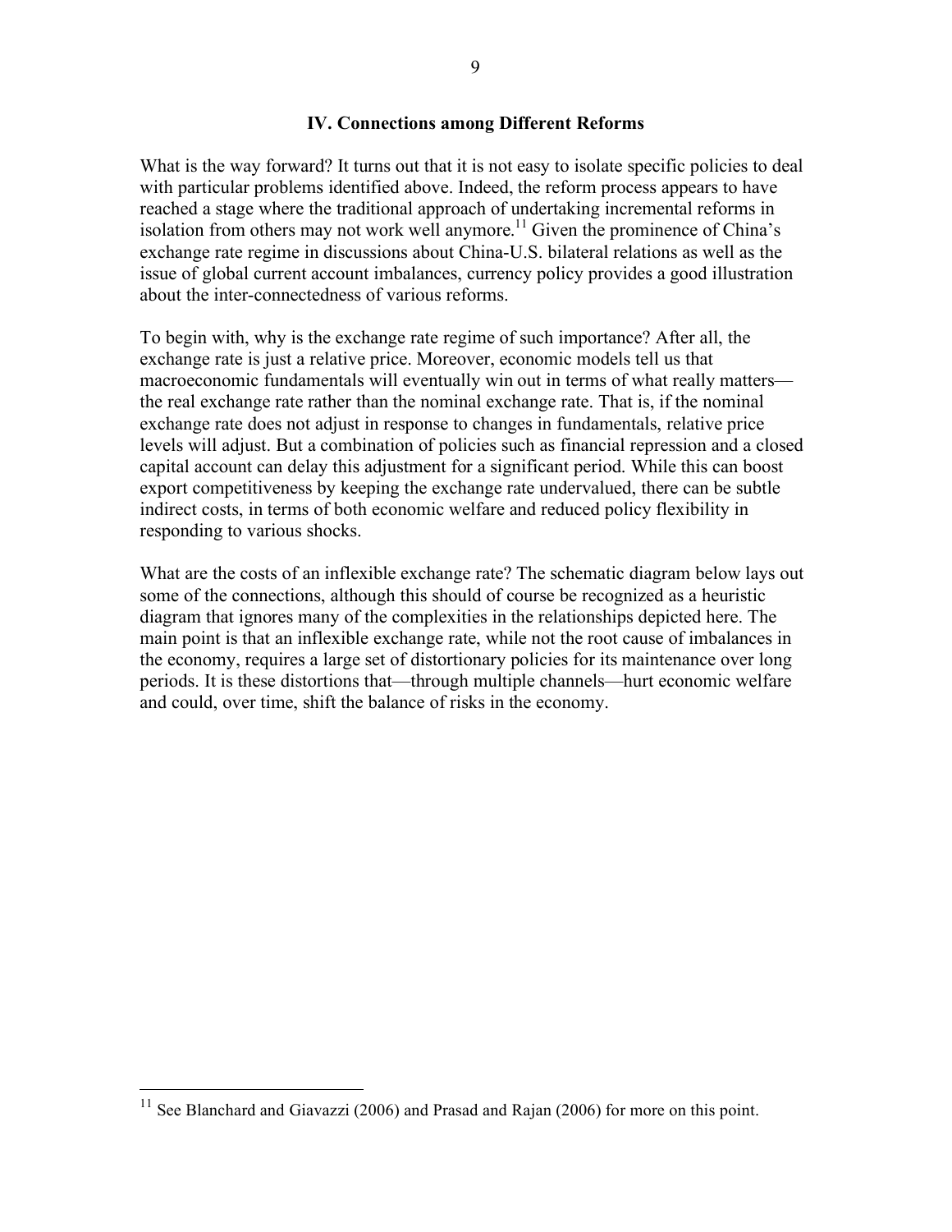## IV. Connections among Different Reforms

What is the way forward? It turns out that it is not easy to isolate specific policies to deal with particular problems identified above. Indeed, the reform process appears to have reached a stage where the traditional approach of undertaking incremental reforms in isolation from others may not work well anymore.[11] Given the prominence of China's exchange rate regime in discussions about China-U.S. bilateral relations as well as the issue of global current account imbalances, currency policy provides a good illustration about the inter-connectedness of various reforms.

To begin with, why is the exchange rate regime of such importance? After all, the exchange rate is just a relative price. Moreover, economic models tell us that macroeconomic fundamentals will eventually win out in terms of what really matters—the real exchange rate rather than the nominal exchange rate. That is, if the nominal exchange rate does not adjust in response to changes in fundamentals, relative price levels will adjust. But a combination of policies such as financial repression and a closed capital account can delay this adjustment for a significant period. While this can boost export competitiveness by keeping the exchange rate undervalued, there can be subtle indirect costs, in terms of both economic welfare and reduced policy flexibility in responding to various shocks.

What are the costs of an inflexible exchange rate? The schematic diagram below lays out some of the connections, although this should of course be recognized as a heuristic diagram that ignores many of the complexities in the relationships depicted here. The main point is that an inflexible exchange rate, while not the root cause of imbalances in the economy, requires a large set of distortionary policies for its maintenance over long periods. It is these distortions that—through multiple channels—hurt economic welfare and could, over time, shift the balance of risks in the economy.

[11] See Blanchard and Giavazzi (2006) and Prasad and Rajan (2006) for more on this point.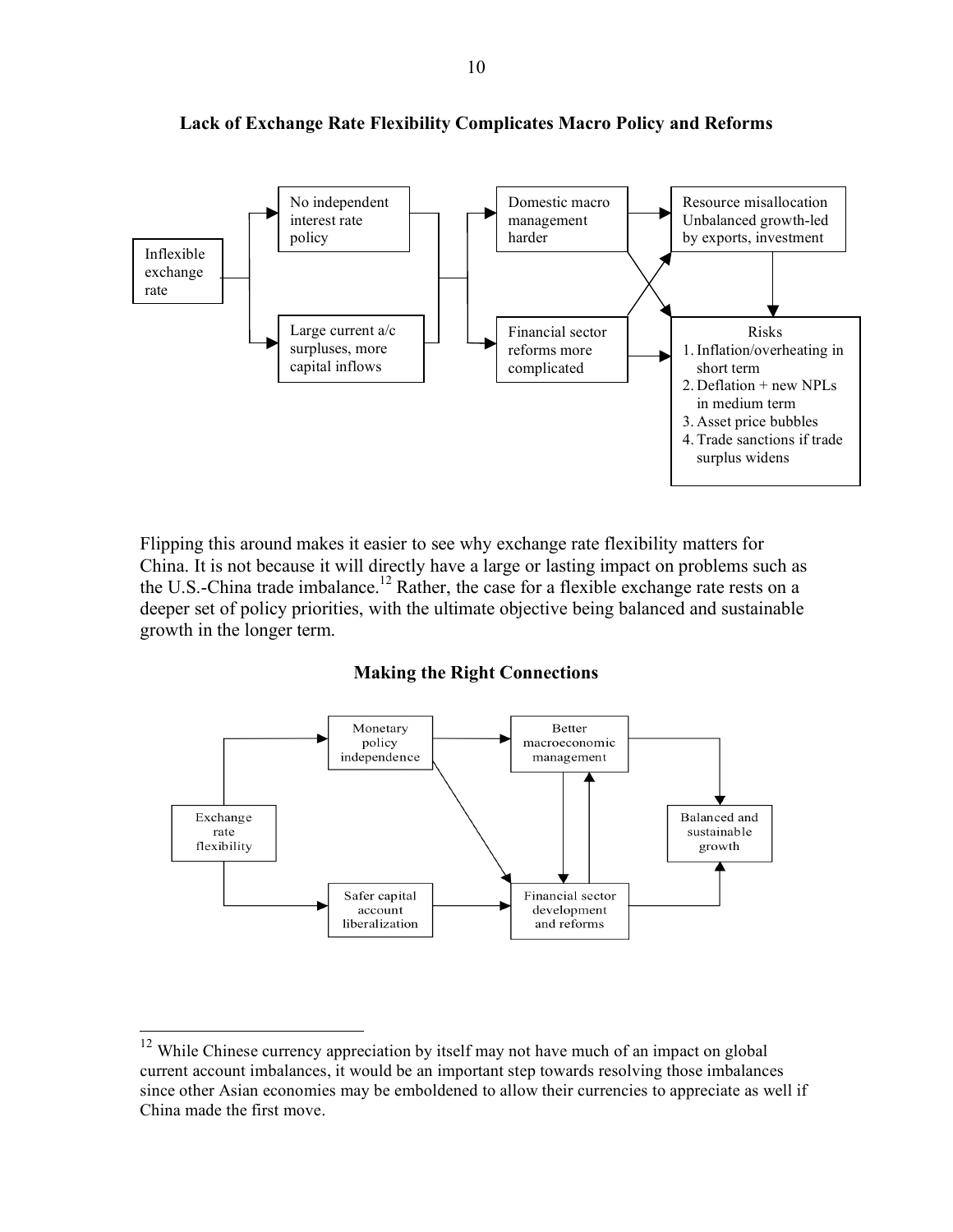**Lack of Exchange Rate Flexibility Complicates Macro Policy and Reforms**

Inflexible exchange rate

No independent interest rate policy

Large current a/c surpluses, more capital inflows

Domestic macro management harder

Financial sector reforms more complicated

Resource misallocation Unbalanced growth-led by exports, investment

Risks
1. Inflation/overheating in short term
2. Deflation + new NPLs in medium term
3. Asset price bubbles
4. Trade sanctions if trade surplus widens

Flipping this around makes it easier to see why exchange rate flexibility matters for China. It is not because it will directly have a large or lasting impact on problems such as the U.S.-China trade imbalance.[12] Rather, the case for a flexible exchange rate rests on a deeper set of policy priorities, with the ultimate objective being balanced and sustainable growth in the longer term.

**Making the Right Connections**

Exchange rate flexibility

Monetary policy independence

Safer capital account liberalization

Better macroeconomic management

Financial sector development and reforms

Balanced and sustainable growth

---

[12] While Chinese currency appreciation by itself may not have much of an impact on global current account imbalances, it would be an important step towards resolving those imbalances since other Asian economies may be emboldened to allow their currencies to appreciate as well if China made the first move.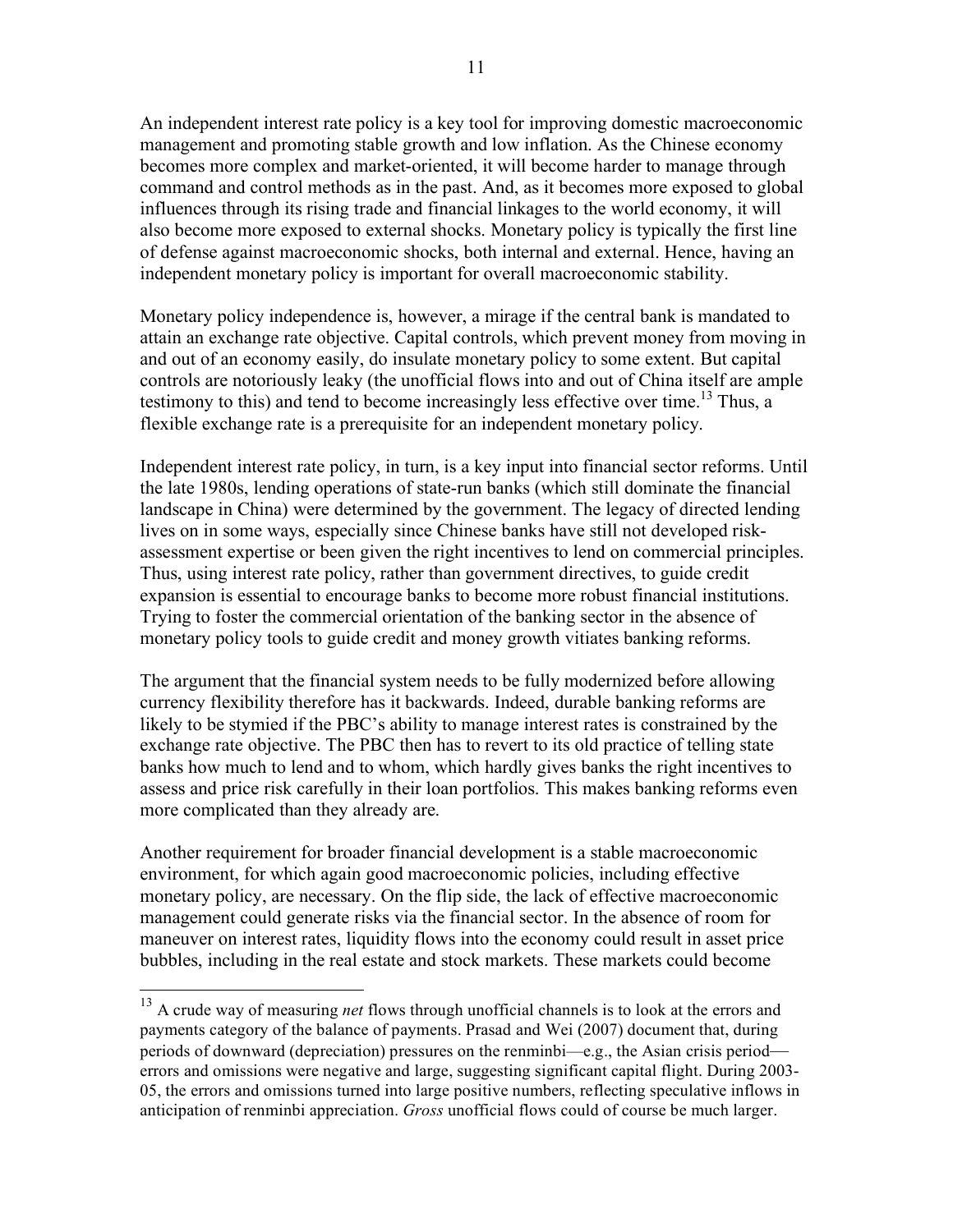An independent interest rate policy is a key tool for improving domestic macroeconomic management and promoting stable growth and low inflation. As the Chinese economy becomes more complex and market-oriented, it will become harder to manage through command and control methods as in the past. And, as it becomes more exposed to global influences through its rising trade and financial linkages to the world economy, it will also become more exposed to external shocks. Monetary policy is typically the first line of defense against macroeconomic shocks, both internal and external. Hence, having an independent monetary policy is important for overall macroeconomic stability.

Monetary policy independence is, however, a mirage if the central bank is mandated to attain an exchange rate objective. Capital controls, which prevent money from moving in and out of an economy easily, do insulate monetary policy to some extent. But capital controls are notoriously leaky (the unofficial flows into and out of China itself are ample testimony to this) and tend to become increasingly less effective over time.[13] Thus, a flexible exchange rate is a prerequisite for an independent monetary policy.

Independent interest rate policy, in turn, is a key input into financial sector reforms. Until the late 1980s, lending operations of state-run banks (which still dominate the financial landscape in China) were determined by the government. The legacy of directed lending lives on in some ways, especially since Chinese banks have still not developed risk-assessment expertise or been given the right incentives to lend on commercial principles. Thus, using interest rate policy, rather than government directives, to guide credit expansion is essential to encourage banks to become more robust financial institutions. Trying to foster the commercial orientation of the banking sector in the absence of monetary policy tools to guide credit and money growth vitiates banking reforms.

The argument that the financial system needs to be fully modernized before allowing currency flexibility therefore has it backwards. Indeed, durable banking reforms are likely to be stymied if the PBC's ability to manage interest rates is constrained by the exchange rate objective. The PBC then has to revert to its old practice of telling state banks how much to lend and to whom, which hardly gives banks the right incentives to assess and price risk carefully in their loan portfolios. This makes banking reforms even more complicated than they already are.

Another requirement for broader financial development is a stable macroeconomic environment, for which again good macroeconomic policies, including effective monetary policy, are necessary. On the flip side, the lack of effective macroeconomic management could generate risks via the financial sector. In the absence of room for maneuver on interest rates, liquidity flows into the economy could result in asset price bubbles, including in the real estate and stock markets. These markets could become

[13] A crude way of measuring *net* flows through unofficial channels is to look at the errors and payments category of the balance of payments. Prasad and Wei (2007) document that, during periods of downward (depreciation) pressures on the renminbi—e.g., the Asian crisis period—errors and omissions were negative and large, suggesting significant capital flight. During 2003-05, the errors and omissions turned into large positive numbers, reflecting speculative inflows in anticipation of renminbi appreciation. *Gross* unofficial flows could of course be much larger.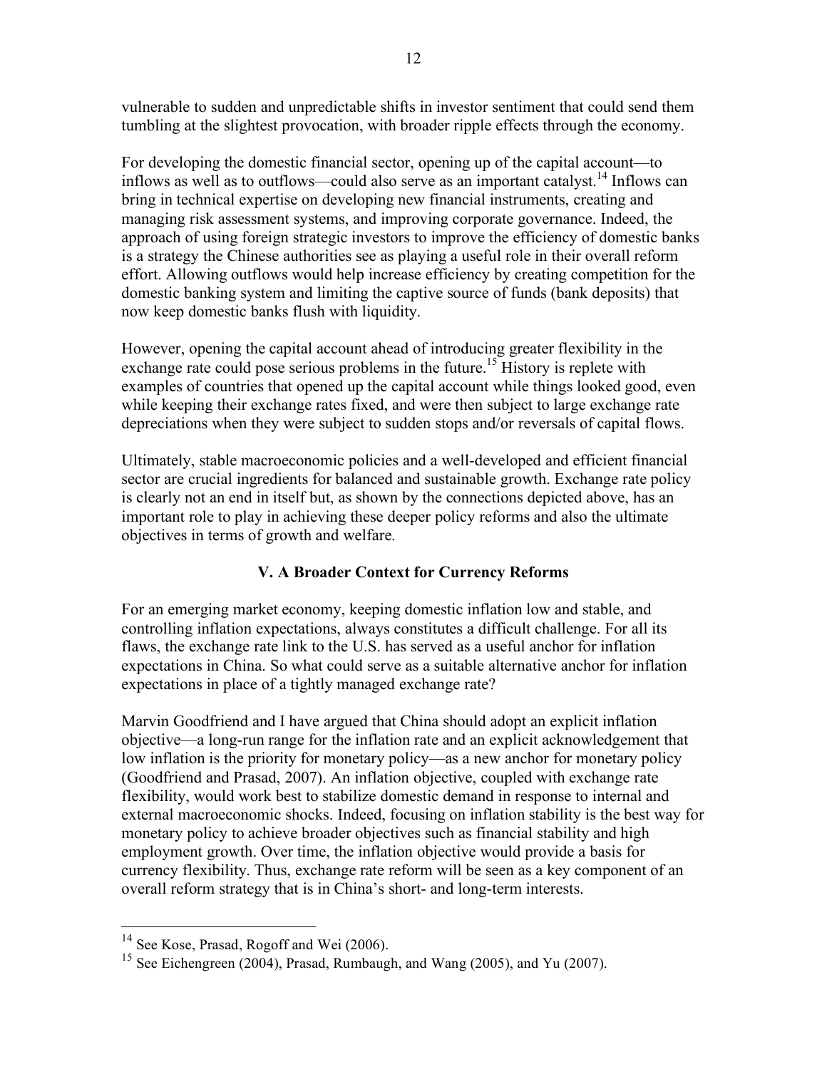vulnerable to sudden and unpredictable shifts in investor sentiment that could send them tumbling at the slightest provocation, with broader ripple effects through the economy.

For developing the domestic financial sector, opening up of the capital account—to inflows as well as to outflows—could also serve as an important catalyst.[14] Inflows can bring in technical expertise on developing new financial instruments, creating and managing risk assessment systems, and improving corporate governance. Indeed, the approach of using foreign strategic investors to improve the efficiency of domestic banks is a strategy the Chinese authorities see as playing a useful role in their overall reform effort. Allowing outflows would help increase efficiency by creating competition for the domestic banking system and limiting the captive source of funds (bank deposits) that now keep domestic banks flush with liquidity.

However, opening the capital account ahead of introducing greater flexibility in the exchange rate could pose serious problems in the future.[15] History is replete with examples of countries that opened up the capital account while things looked good, even while keeping their exchange rates fixed, and were then subject to large exchange rate depreciations when they were subject to sudden stops and/or reversals of capital flows.

Ultimately, stable macroeconomic policies and a well-developed and efficient financial sector are crucial ingredients for balanced and sustainable growth. Exchange rate policy is clearly not an end in itself but, as shown by the connections depicted above, has an important role to play in achieving these deeper policy reforms and also the ultimate objectives in terms of growth and welfare.

## V. A Broader Context for Currency Reforms

For an emerging market economy, keeping domestic inflation low and stable, and controlling inflation expectations, always constitutes a difficult challenge. For all its flaws, the exchange rate link to the U.S. has served as a useful anchor for inflation expectations in China. So what could serve as a suitable alternative anchor for inflation expectations in place of a tightly managed exchange rate?

Marvin Goodfriend and I have argued that China should adopt an explicit inflation objective—a long-run range for the inflation rate and an explicit acknowledgement that low inflation is the priority for monetary policy—as a new anchor for monetary policy (Goodfriend and Prasad, 2007). An inflation objective, coupled with exchange rate flexibility, would work best to stabilize domestic demand in response to internal and external macroeconomic shocks. Indeed, focusing on inflation stability is the best way for monetary policy to achieve broader objectives such as financial stability and high employment growth. Over time, the inflation objective would provide a basis for currency flexibility. Thus, exchange rate reform will be seen as a key component of an overall reform strategy that is in China's short- and long-term interests.

[14] See Kose, Prasad, Rogoff and Wei (2006).

[15] See Eichengreen (2004), Prasad, Rumbaugh, and Wang (2005), and Yu (2007).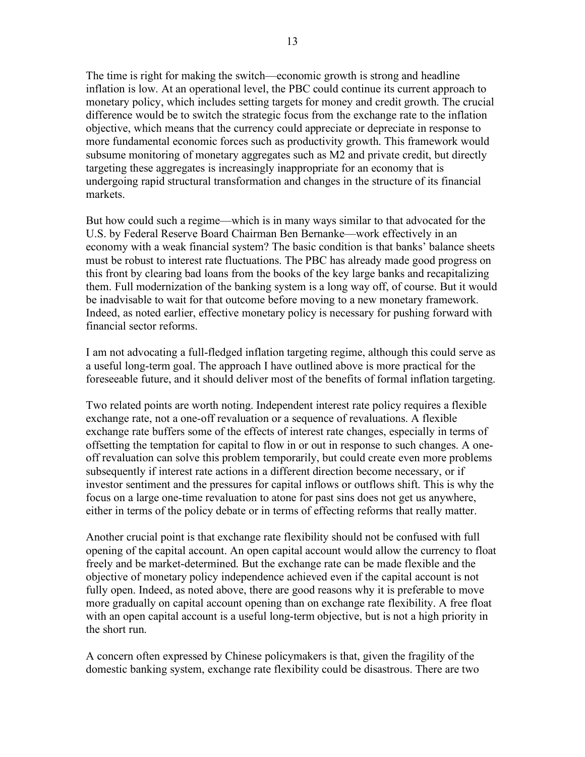The time is right for making the switch—economic growth is strong and headline inflation is low. At an operational level, the PBC could continue its current approach to monetary policy, which includes setting targets for money and credit growth. The crucial difference would be to switch the strategic focus from the exchange rate to the inflation objective, which means that the currency could appreciate or depreciate in response to more fundamental economic forces such as productivity growth. This framework would subsume monitoring of monetary aggregates such as M2 and private credit, but directly targeting these aggregates is increasingly inappropriate for an economy that is undergoing rapid structural transformation and changes in the structure of its financial markets.

But how could such a regime—which is in many ways similar to that advocated for the U.S. by Federal Reserve Board Chairman Ben Bernanke—work effectively in an economy with a weak financial system? The basic condition is that banks' balance sheets must be robust to interest rate fluctuations. The PBC has already made good progress on this front by clearing bad loans from the books of the key large banks and recapitalizing them. Full modernization of the banking system is a long way off, of course. But it would be inadvisable to wait for that outcome before moving to a new monetary framework. Indeed, as noted earlier, effective monetary policy is necessary for pushing forward with financial sector reforms.

I am not advocating a full-fledged inflation targeting regime, although this could serve as a useful long-term goal. The approach I have outlined above is more practical for the foreseeable future, and it should deliver most of the benefits of formal inflation targeting.

Two related points are worth noting. Independent interest rate policy requires a flexible exchange rate, not a one-off revaluation or a sequence of revaluations. A flexible exchange rate buffers some of the effects of interest rate changes, especially in terms of offsetting the temptation for capital to flow in or out in response to such changes. A one-off revaluation can solve this problem temporarily, but could create even more problems subsequently if interest rate actions in a different direction become necessary, or if investor sentiment and the pressures for capital inflows or outflows shift. This is why the focus on a large one-time revaluation to atone for past sins does not get us anywhere, either in terms of the policy debate or in terms of effecting reforms that really matter.

Another crucial point is that exchange rate flexibility should not be confused with full opening of the capital account. An open capital account would allow the currency to float freely and be market-determined. But the exchange rate can be made flexible and the objective of monetary policy independence achieved even if the capital account is not fully open. Indeed, as noted above, there are good reasons why it is preferable to move more gradually on capital account opening than on exchange rate flexibility. A free float with an open capital account is a useful long-term objective, but is not a high priority in the short run.

A concern often expressed by Chinese policymakers is that, given the fragility of the domestic banking system, exchange rate flexibility could be disastrous. There are two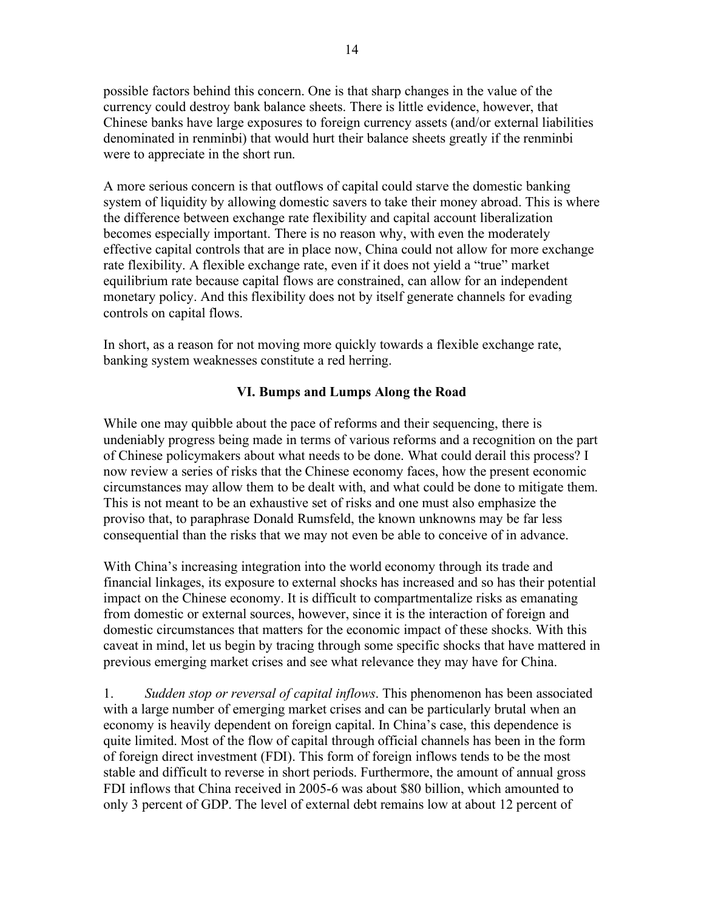possible factors behind this concern. One is that sharp changes in the value of the currency could destroy bank balance sheets. There is little evidence, however, that Chinese banks have large exposures to foreign currency assets (and/or external liabilities denominated in renminbi) that would hurt their balance sheets greatly if the renminbi were to appreciate in the short run.

A more serious concern is that outflows of capital could starve the domestic banking system of liquidity by allowing domestic savers to take their money abroad. This is where the difference between exchange rate flexibility and capital account liberalization becomes especially important. There is no reason why, with even the moderately effective capital controls that are in place now, China could not allow for more exchange rate flexibility. A flexible exchange rate, even if it does not yield a "true" market equilibrium rate because capital flows are constrained, can allow for an independent monetary policy. And this flexibility does not by itself generate channels for evading controls on capital flows.

In short, as a reason for not moving more quickly towards a flexible exchange rate, banking system weaknesses constitute a red herring.

## VI. Bumps and Lumps Along the Road

While one may quibble about the pace of reforms and their sequencing, there is undeniably progress being made in terms of various reforms and a recognition on the part of Chinese policymakers about what needs to be done. What could derail this process? I now review a series of risks that the Chinese economy faces, how the present economic circumstances may allow them to be dealt with, and what could be done to mitigate them. This is not meant to be an exhaustive set of risks and one must also emphasize the proviso that, to paraphrase Donald Rumsfeld, the known unknowns may be far less consequential than the risks that we may not even be able to conceive of in advance.

With China's increasing integration into the world economy through its trade and financial linkages, its exposure to external shocks has increased and so has their potential impact on the Chinese economy. It is difficult to compartmentalize risks as emanating from domestic or external sources, however, since it is the interaction of foreign and domestic circumstances that matters for the economic impact of these shocks. With this caveat in mind, let us begin by tracing through some specific shocks that have mattered in previous emerging market crises and see what relevance they may have for China.

1. *Sudden stop or reversal of capital inflows*. This phenomenon has been associated with a large number of emerging market crises and can be particularly brutal when an economy is heavily dependent on foreign capital. In China's case, this dependence is quite limited. Most of the flow of capital through official channels has been in the form of foreign direct investment (FDI). This form of foreign inflows tends to be the most stable and difficult to reverse in short periods. Furthermore, the amount of annual gross FDI inflows that China received in 2005-6 was about $80 billion, which amounted to only 3 percent of GDP. The level of external debt remains low at about 12 percent of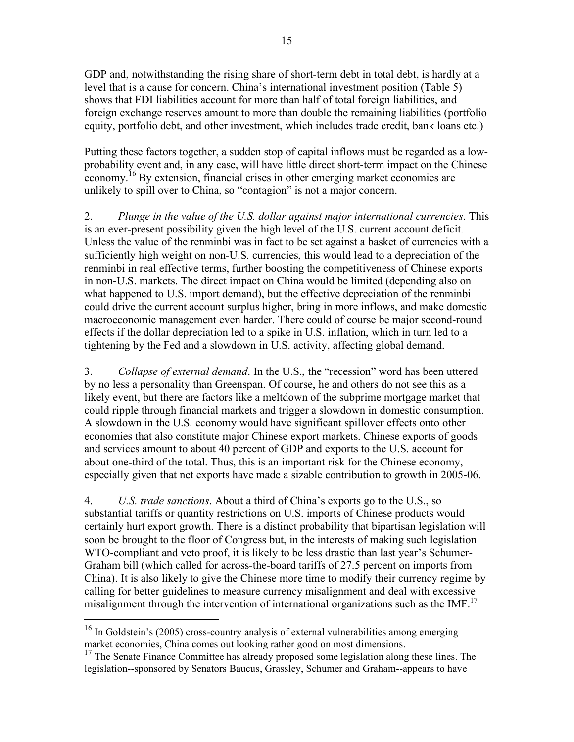GDP and, notwithstanding the rising share of short-term debt in total debt, is hardly at a level that is a cause for concern. China's international investment position (Table 5) shows that FDI liabilities account for more than half of total foreign liabilities, and foreign exchange reserves amount to more than double the remaining liabilities (portfolio equity, portfolio debt, and other investment, which includes trade credit, bank loans etc.)

Putting these factors together, a sudden stop of capital inflows must be regarded as a low-probability event and, in any case, will have little direct short-term impact on the Chinese economy.[16] By extension, financial crises in other emerging market economies are unlikely to spill over to China, so "contagion" is not a major concern.

2. *Plunge in the value of the U.S. dollar against major international currencies*. This is an ever-present possibility given the high level of the U.S. current account deficit. Unless the value of the renminbi was in fact to be set against a basket of currencies with a sufficiently high weight on non-U.S. currencies, this would lead to a depreciation of the renminbi in real effective terms, further boosting the competitiveness of Chinese exports in non-U.S. markets. The direct impact on China would be limited (depending also on what happened to U.S. import demand), but the effective depreciation of the renminbi could drive the current account surplus higher, bring in more inflows, and make domestic macroeconomic management even harder. There could of course be major second-round effects if the dollar depreciation led to a spike in U.S. inflation, which in turn led to a tightening by the Fed and a slowdown in U.S. activity, affecting global demand.

3. *Collapse of external demand*. In the U.S., the "recession" word has been uttered by no less a personality than Greenspan. Of course, he and others do not see this as a likely event, but there are factors like a meltdown of the subprime mortgage market that could ripple through financial markets and trigger a slowdown in domestic consumption. A slowdown in the U.S. economy would have significant spillover effects onto other economies that also constitute major Chinese export markets. Chinese exports of goods and services amount to about 40 percent of GDP and exports to the U.S. account for about one-third of the total. Thus, this is an important risk for the Chinese economy, especially given that net exports have made a sizable contribution to growth in 2005-06.

4. *U.S. trade sanctions*. About a third of China's exports go to the U.S., so substantial tariffs or quantity restrictions on U.S. imports of Chinese products would certainly hurt export growth. There is a distinct probability that bipartisan legislation will soon be brought to the floor of Congress but, in the interests of making such legislation WTO-compliant and veto proof, it is likely to be less drastic than last year's Schumer-Graham bill (which called for across-the-board tariffs of 27.5 percent on imports from China). It is also likely to give the Chinese more time to modify their currency regime by calling for better guidelines to measure currency misalignment and deal with excessive misalignment through the intervention of international organizations such as the IMF.[17]

---

[16] In Goldstein's (2005) cross-country analysis of external vulnerabilities among emerging market economies, China comes out looking rather good on most dimensions.

[17] The Senate Finance Committee has already proposed some legislation along these lines. The legislation--sponsored by Senators Baucus, Grassley, Schumer and Graham--appears to have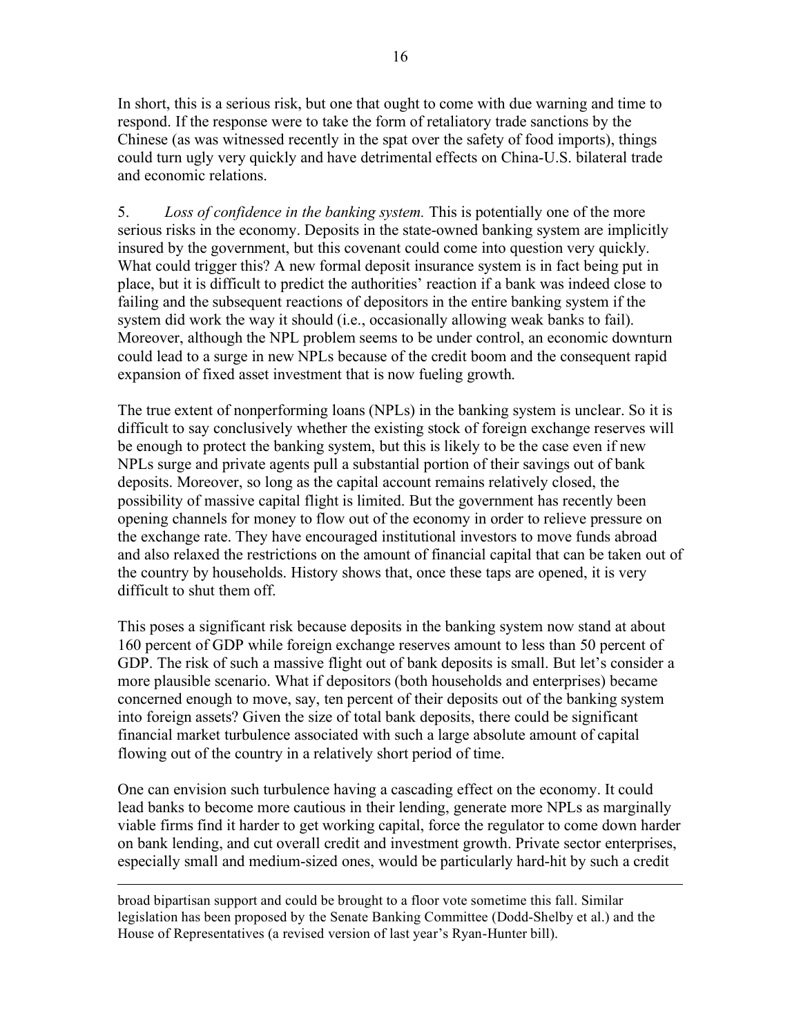In short, this is a serious risk, but one that ought to come with due warning and time to respond. If the response were to take the form of retaliatory trade sanctions by the Chinese (as was witnessed recently in the spat over the safety of food imports), things could turn ugly very quickly and have detrimental effects on China-U.S. bilateral trade and economic relations.

5. *Loss of confidence in the banking system.* This is potentially one of the more serious risks in the economy. Deposits in the state-owned banking system are implicitly insured by the government, but this covenant could come into question very quickly. What could trigger this? A new formal deposit insurance system is in fact being put in place, but it is difficult to predict the authorities' reaction if a bank was indeed close to failing and the subsequent reactions of depositors in the entire banking system if the system did work the way it should (i.e., occasionally allowing weak banks to fail). Moreover, although the NPL problem seems to be under control, an economic downturn could lead to a surge in new NPLs because of the credit boom and the consequent rapid expansion of fixed asset investment that is now fueling growth.

The true extent of nonperforming loans (NPLs) in the banking system is unclear. So it is difficult to say conclusively whether the existing stock of foreign exchange reserves will be enough to protect the banking system, but this is likely to be the case even if new NPLs surge and private agents pull a substantial portion of their savings out of bank deposits. Moreover, so long as the capital account remains relatively closed, the possibility of massive capital flight is limited. But the government has recently been opening channels for money to flow out of the economy in order to relieve pressure on the exchange rate. They have encouraged institutional investors to move funds abroad and also relaxed the restrictions on the amount of financial capital that can be taken out of the country by households. History shows that, once these taps are opened, it is very difficult to shut them off.

This poses a significant risk because deposits in the banking system now stand at about 160 percent of GDP while foreign exchange reserves amount to less than 50 percent of GDP. The risk of such a massive flight out of bank deposits is small. But let's consider a more plausible scenario. What if depositors (both households and enterprises) became concerned enough to move, say, ten percent of their deposits out of the banking system into foreign assets? Given the size of total bank deposits, there could be significant financial market turbulence associated with such a large absolute amount of capital flowing out of the country in a relatively short period of time.

One can envision such turbulence having a cascading effect on the economy. It could lead banks to become more cautious in their lending, generate more NPLs as marginally viable firms find it harder to get working capital, force the regulator to come down harder on bank lending, and cut overall credit and investment growth. Private sector enterprises, especially small and medium-sized ones, would be particularly hard-hit by such a credit

---

broad bipartisan support and could be brought to a floor vote sometime this fall. Similar legislation has been proposed by the Senate Banking Committee (Dodd-Shelby et al.) and the House of Representatives (a revised version of last year's Ryan-Hunter bill).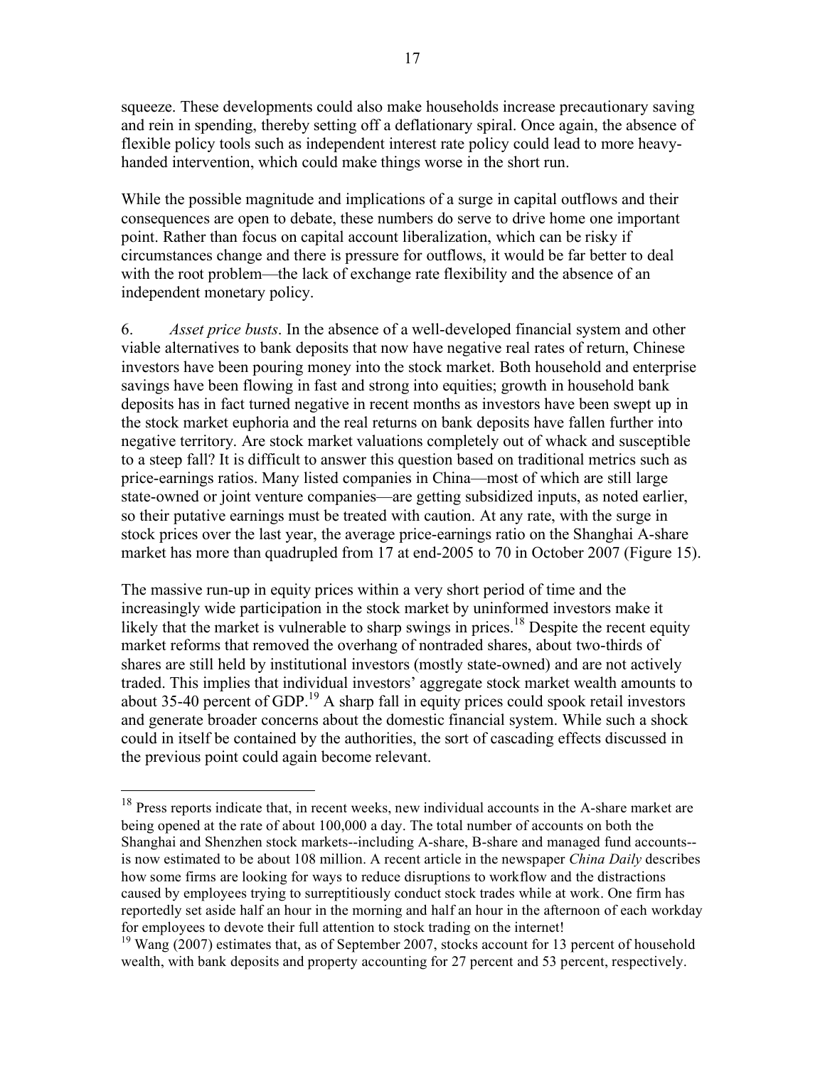squeeze. These developments could also make households increase precautionary saving and rein in spending, thereby setting off a deflationary spiral. Once again, the absence of flexible policy tools such as independent interest rate policy could lead to more heavy-handed intervention, which could make things worse in the short run.

While the possible magnitude and implications of a surge in capital outflows and their consequences are open to debate, these numbers do serve to drive home one important point. Rather than focus on capital account liberalization, which can be risky if circumstances change and there is pressure for outflows, it would be far better to deal with the root problem—the lack of exchange rate flexibility and the absence of an independent monetary policy.

6. *Asset price busts*. In the absence of a well-developed financial system and other viable alternatives to bank deposits that now have negative real rates of return, Chinese investors have been pouring money into the stock market. Both household and enterprise savings have been flowing in fast and strong into equities; growth in household bank deposits has in fact turned negative in recent months as investors have been swept up in the stock market euphoria and the real returns on bank deposits have fallen further into negative territory. Are stock market valuations completely out of whack and susceptible to a steep fall? It is difficult to answer this question based on traditional metrics such as price-earnings ratios. Many listed companies in China—most of which are still large state-owned or joint venture companies—are getting subsidized inputs, as noted earlier, so their putative earnings must be treated with caution. At any rate, with the surge in stock prices over the last year, the average price-earnings ratio on the Shanghai A-share market has more than quadrupled from 17 at end-2005 to 70 in October 2007 (Figure 15).

The massive run-up in equity prices within a very short period of time and the increasingly wide participation in the stock market by uninformed investors make it likely that the market is vulnerable to sharp swings in prices.[18] Despite the recent equity market reforms that removed the overhang of nontraded shares, about two-thirds of shares are still held by institutional investors (mostly state-owned) and are not actively traded. This implies that individual investors' aggregate stock market wealth amounts to about 35-40 percent of GDP.[19] A sharp fall in equity prices could spook retail investors and generate broader concerns about the domestic financial system. While such a shock could in itself be contained by the authorities, the sort of cascading effects discussed in the previous point could again become relevant.

---

[18] Press reports indicate that, in recent weeks, new individual accounts in the A-share market are being opened at the rate of about 100,000 a day. The total number of accounts on both the Shanghai and Shenzhen stock markets--including A-share, B-share and managed fund accounts--is now estimated to be about 108 million. A recent article in the newspaper *China Daily* describes how some firms are looking for ways to reduce disruptions to workflow and the distractions caused by employees trying to surreptitiously conduct stock trades while at work. One firm has reportedly set aside half an hour in the morning and half an hour in the afternoon of each workday for employees to devote their full attention to stock trading on the internet!

[19] Wang (2007) estimates that, as of September 2007, stocks account for 13 percent of household wealth, with bank deposits and property accounting for 27 percent and 53 percent, respectively.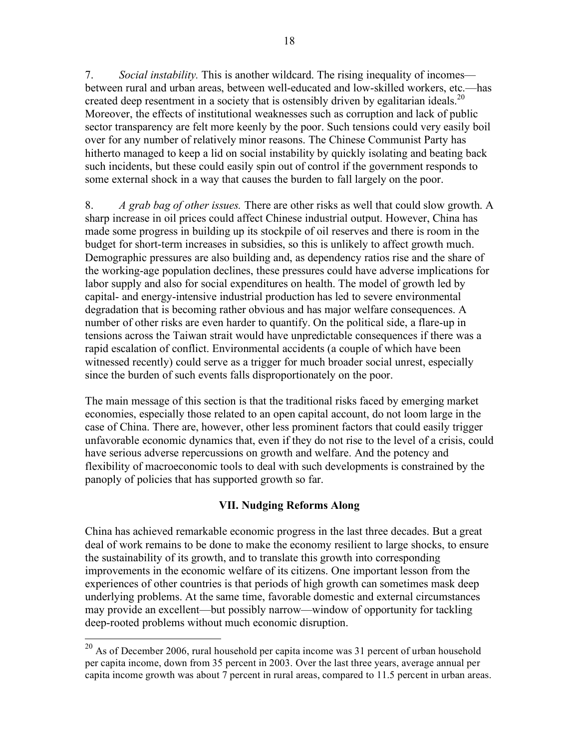7. *Social instability.* This is another wildcard. The rising inequality of incomes—between rural and urban areas, between well-educated and low-skilled workers, etc.—has created deep resentment in a society that is ostensibly driven by egalitarian ideals.[20] Moreover, the effects of institutional weaknesses such as corruption and lack of public sector transparency are felt more keenly by the poor. Such tensions could very easily boil over for any number of relatively minor reasons. The Chinese Communist Party has hitherto managed to keep a lid on social instability by quickly isolating and beating back such incidents, but these could easily spin out of control if the government responds to some external shock in a way that causes the burden to fall largely on the poor.

8. *A grab bag of other issues.* There are other risks as well that could slow growth. A sharp increase in oil prices could affect Chinese industrial output. However, China has made some progress in building up its stockpile of oil reserves and there is room in the budget for short-term increases in subsidies, so this is unlikely to affect growth much. Demographic pressures are also building and, as dependency ratios rise and the share of the working-age population declines, these pressures could have adverse implications for labor supply and also for social expenditures on health. The model of growth led by capital- and energy-intensive industrial production has led to severe environmental degradation that is becoming rather obvious and has major welfare consequences. A number of other risks are even harder to quantify. On the political side, a flare-up in tensions across the Taiwan strait would have unpredictable consequences if there was a rapid escalation of conflict. Environmental accidents (a couple of which have been witnessed recently) could serve as a trigger for much broader social unrest, especially since the burden of such events falls disproportionately on the poor.

The main message of this section is that the traditional risks faced by emerging market economies, especially those related to an open capital account, do not loom large in the case of China. There are, however, other less prominent factors that could easily trigger unfavorable economic dynamics that, even if they do not rise to the level of a crisis, could have serious adverse repercussions on growth and welfare. And the potency and flexibility of macroeconomic tools to deal with such developments is constrained by the panoply of policies that has supported growth so far.

## VII. Nudging Reforms Along

China has achieved remarkable economic progress in the last three decades. But a great deal of work remains to be done to make the economy resilient to large shocks, to ensure the sustainability of its growth, and to translate this growth into corresponding improvements in the economic welfare of its citizens. One important lesson from the experiences of other countries is that periods of high growth can sometimes mask deep underlying problems. At the same time, favorable domestic and external circumstances may provide an excellent—but possibly narrow—window of opportunity for tackling deep-rooted problems without much economic disruption.

[20] As of December 2006, rural household per capita income was 31 percent of urban household per capita income, down from 35 percent in 2003. Over the last three years, average annual per capita income growth was about 7 percent in rural areas, compared to 11.5 percent in urban areas.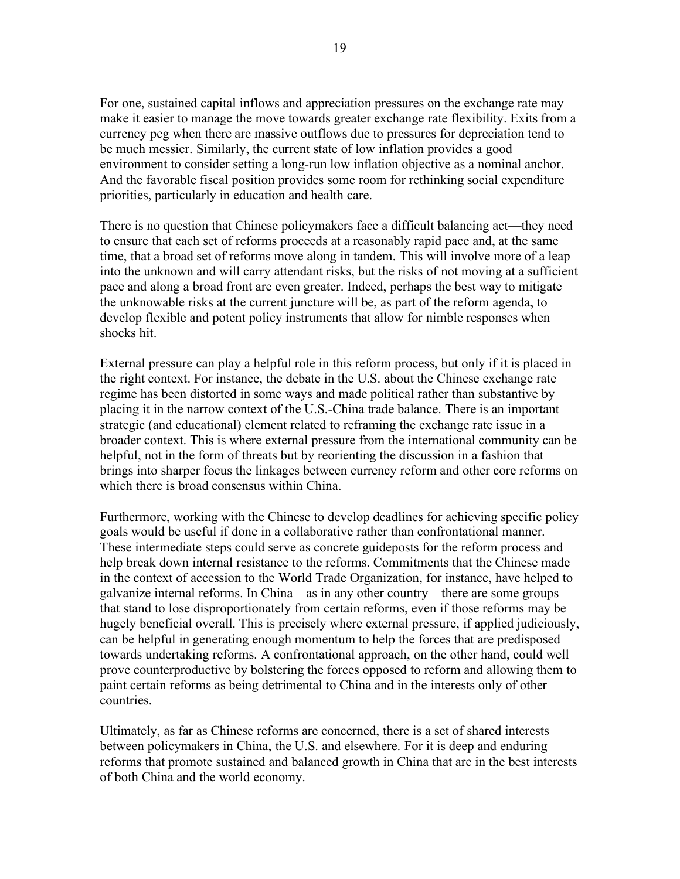For one, sustained capital inflows and appreciation pressures on the exchange rate may make it easier to manage the move towards greater exchange rate flexibility. Exits from a currency peg when there are massive outflows due to pressures for depreciation tend to be much messier. Similarly, the current state of low inflation provides a good environment to consider setting a long-run low inflation objective as a nominal anchor. And the favorable fiscal position provides some room for rethinking social expenditure priorities, particularly in education and health care.

There is no question that Chinese policymakers face a difficult balancing act—they need to ensure that each set of reforms proceeds at a reasonably rapid pace and, at the same time, that a broad set of reforms move along in tandem. This will involve more of a leap into the unknown and will carry attendant risks, but the risks of not moving at a sufficient pace and along a broad front are even greater. Indeed, perhaps the best way to mitigate the unknowable risks at the current juncture will be, as part of the reform agenda, to develop flexible and potent policy instruments that allow for nimble responses when shocks hit.

External pressure can play a helpful role in this reform process, but only if it is placed in the right context. For instance, the debate in the U.S. about the Chinese exchange rate regime has been distorted in some ways and made political rather than substantive by placing it in the narrow context of the U.S.-China trade balance. There is an important strategic (and educational) element related to reframing the exchange rate issue in a broader context. This is where external pressure from the international community can be helpful, not in the form of threats but by reorienting the discussion in a fashion that brings into sharper focus the linkages between currency reform and other core reforms on which there is broad consensus within China.

Furthermore, working with the Chinese to develop deadlines for achieving specific policy goals would be useful if done in a collaborative rather than confrontational manner. These intermediate steps could serve as concrete guideposts for the reform process and help break down internal resistance to the reforms. Commitments that the Chinese made in the context of accession to the World Trade Organization, for instance, have helped to galvanize internal reforms. In China—as in any other country—there are some groups that stand to lose disproportionately from certain reforms, even if those reforms may be hugely beneficial overall. This is precisely where external pressure, if applied judiciously, can be helpful in generating enough momentum to help the forces that are predisposed towards undertaking reforms. A confrontational approach, on the other hand, could well prove counterproductive by bolstering the forces opposed to reform and allowing them to paint certain reforms as being detrimental to China and in the interests only of other countries.

Ultimately, as far as Chinese reforms are concerned, there is a set of shared interests between policymakers in China, the U.S. and elsewhere. For it is deep and enduring reforms that promote sustained and balanced growth in China that are in the best interests of both China and the world economy.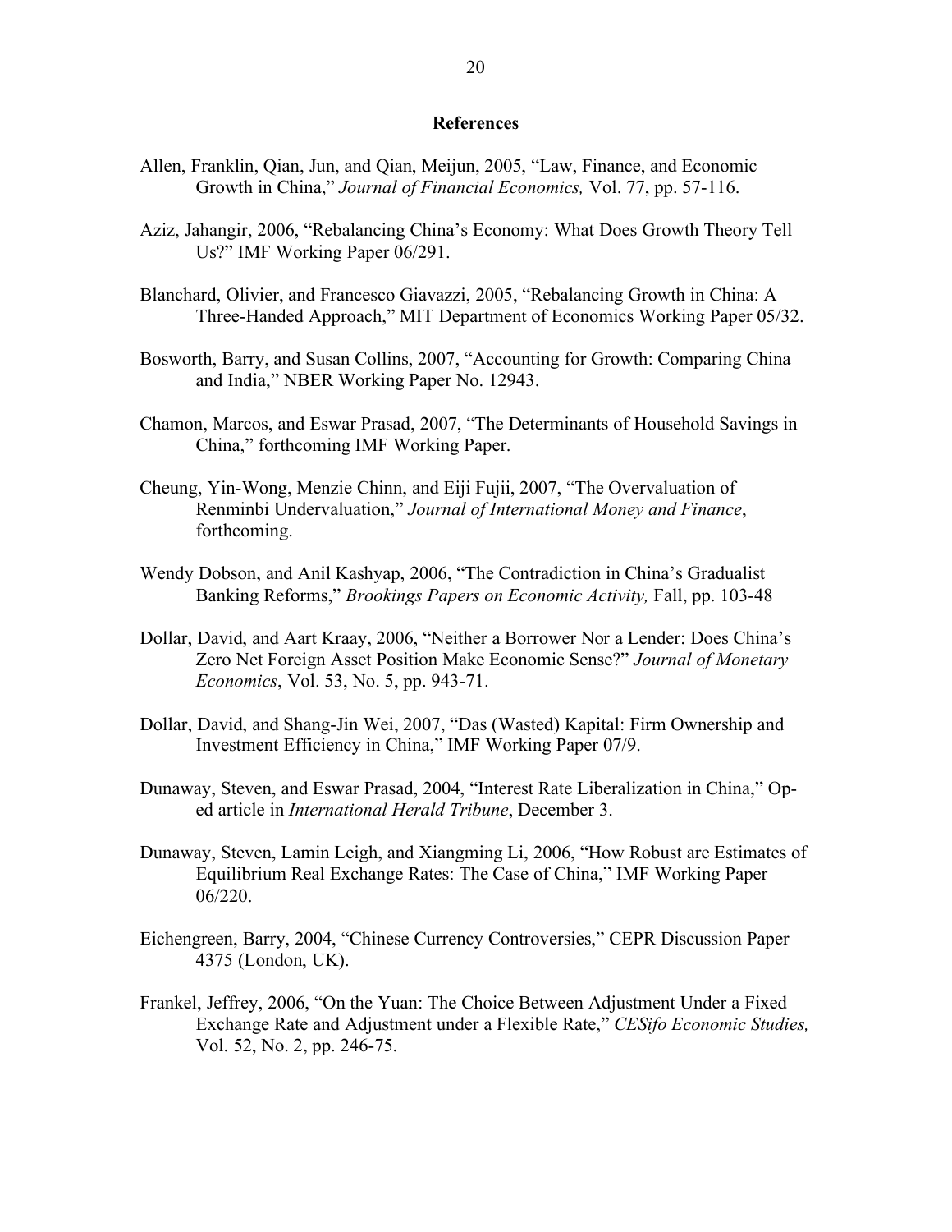## References

Allen, Franklin, Qian, Jun, and Qian, Meijun, 2005, "Law, Finance, and Economic Growth in China," *Journal of Financial Economics,* Vol. 77, pp. 57-116.

Aziz, Jahangir, 2006, "Rebalancing China's Economy: What Does Growth Theory Tell Us?" IMF Working Paper 06/291.

Blanchard, Olivier, and Francesco Giavazzi, 2005, "Rebalancing Growth in China: A Three-Handed Approach," MIT Department of Economics Working Paper 05/32.

Bosworth, Barry, and Susan Collins, 2007, "Accounting for Growth: Comparing China and India," NBER Working Paper No. 12943.

Chamon, Marcos, and Eswar Prasad, 2007, "The Determinants of Household Savings in China," forthcoming IMF Working Paper.

Cheung, Yin-Wong, Menzie Chinn, and Eiji Fujii, 2007, "The Overvaluation of Renminbi Undervaluation," *Journal of International Money and Finance*, forthcoming.

Wendy Dobson, and Anil Kashyap, 2006, "The Contradiction in China's Gradualist Banking Reforms," *Brookings Papers on Economic Activity,* Fall, pp. 103-48

Dollar, David, and Aart Kraay, 2006, "Neither a Borrower Nor a Lender: Does China's Zero Net Foreign Asset Position Make Economic Sense?" *Journal of Monetary Economics*, Vol. 53, No. 5, pp. 943-71.

Dollar, David, and Shang-Jin Wei, 2007, "Das (Wasted) Kapital: Firm Ownership and Investment Efficiency in China," IMF Working Paper 07/9.

Dunaway, Steven, and Eswar Prasad, 2004, "Interest Rate Liberalization in China," Op-ed article in *International Herald Tribune*, December 3.

Dunaway, Steven, Lamin Leigh, and Xiangming Li, 2006, "How Robust are Estimates of Equilibrium Real Exchange Rates: The Case of China," IMF Working Paper 06/220.

Eichengreen, Barry, 2004, "Chinese Currency Controversies," CEPR Discussion Paper 4375 (London, UK).

Frankel, Jeffrey, 2006, "On the Yuan: The Choice Between Adjustment Under a Fixed Exchange Rate and Adjustment under a Flexible Rate," *CESifo Economic Studies,* Vol. 52, No. 2, pp. 246-75.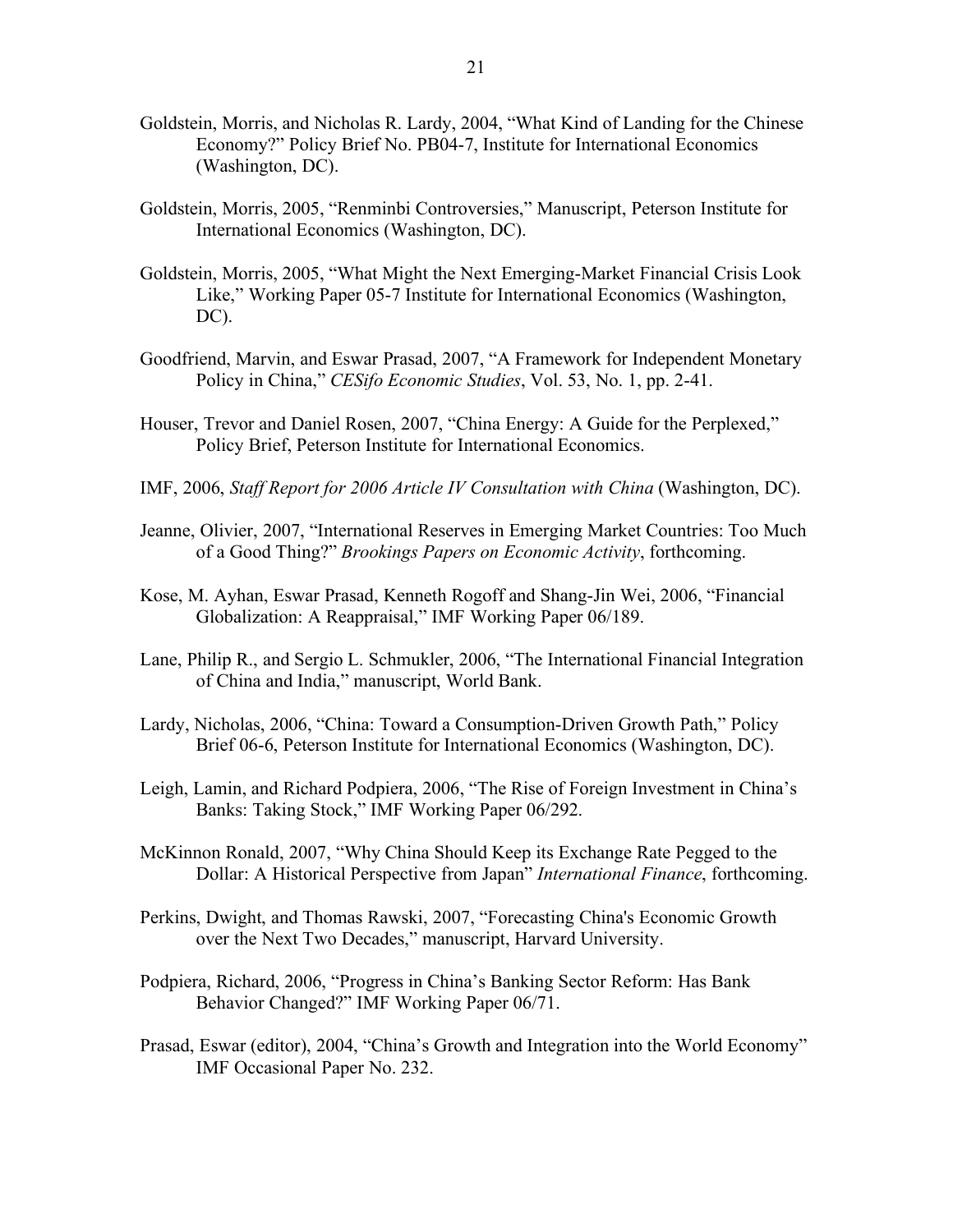Goldstein, Morris, and Nicholas R. Lardy, 2004, "What Kind of Landing for the Chinese Economy?" Policy Brief No. PB04-7, Institute for International Economics (Washington, DC).

Goldstein, Morris, 2005, "Renminbi Controversies," Manuscript, Peterson Institute for International Economics (Washington, DC).

Goldstein, Morris, 2005, "What Might the Next Emerging-Market Financial Crisis Look Like," Working Paper 05-7 Institute for International Economics (Washington, DC).

Goodfriend, Marvin, and Eswar Prasad, 2007, "A Framework for Independent Monetary Policy in China," *CESifo Economic Studies*, Vol. 53, No. 1, pp. 2-41.

Houser, Trevor and Daniel Rosen, 2007, "China Energy: A Guide for the Perplexed," Policy Brief, Peterson Institute for International Economics.

IMF, 2006, *Staff Report for 2006 Article IV Consultation with China* (Washington, DC).

Jeanne, Olivier, 2007, "International Reserves in Emerging Market Countries: Too Much of a Good Thing?" *Brookings Papers on Economic Activity*, forthcoming.

Kose, M. Ayhan, Eswar Prasad, Kenneth Rogoff and Shang-Jin Wei, 2006, "Financial Globalization: A Reappraisal," IMF Working Paper 06/189.

Lane, Philip R., and Sergio L. Schmukler, 2006, "The International Financial Integration of China and India," manuscript, World Bank.

Lardy, Nicholas, 2006, "China: Toward a Consumption-Driven Growth Path," Policy Brief 06-6, Peterson Institute for International Economics (Washington, DC).

Leigh, Lamin, and Richard Podpiera, 2006, "The Rise of Foreign Investment in China's Banks: Taking Stock," IMF Working Paper 06/292.

McKinnon Ronald, 2007, "Why China Should Keep its Exchange Rate Pegged to the Dollar: A Historical Perspective from Japan" *International Finance*, forthcoming.

Perkins, Dwight, and Thomas Rawski, 2007, "Forecasting China's Economic Growth over the Next Two Decades," manuscript, Harvard University.

Podpiera, Richard, 2006, "Progress in China's Banking Sector Reform: Has Bank Behavior Changed?" IMF Working Paper 06/71.

Prasad, Eswar (editor), 2004, "China's Growth and Integration into the World Economy" IMF Occasional Paper No. 232.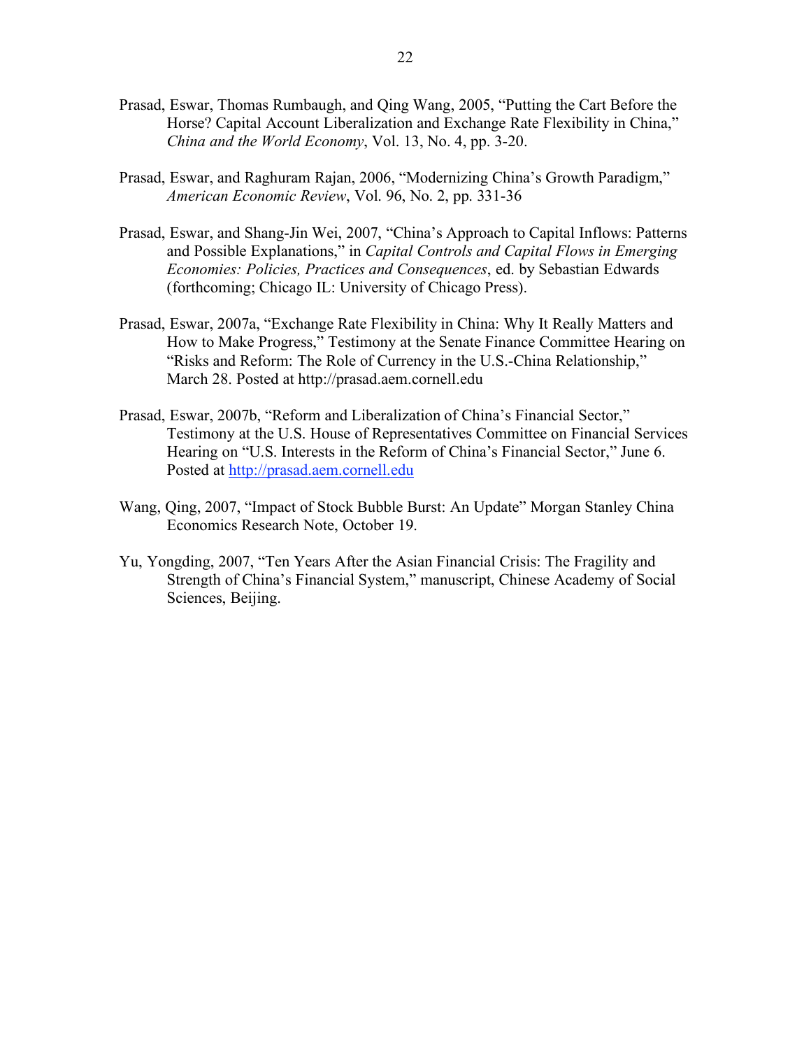Prasad, Eswar, Thomas Rumbaugh, and Qing Wang, 2005, "Putting the Cart Before the Horse? Capital Account Liberalization and Exchange Rate Flexibility in China," *China and the World Economy*, Vol. 13, No. 4, pp. 3-20.

Prasad, Eswar, and Raghuram Rajan, 2006, "Modernizing China's Growth Paradigm," *American Economic Review*, Vol. 96, No. 2, pp. 331-36

Prasad, Eswar, and Shang-Jin Wei, 2007, "China's Approach to Capital Inflows: Patterns and Possible Explanations," in *Capital Controls and Capital Flows in Emerging Economies: Policies, Practices and Consequences*, ed. by Sebastian Edwards (forthcoming; Chicago IL: University of Chicago Press).

Prasad, Eswar, 2007a, "Exchange Rate Flexibility in China: Why It Really Matters and How to Make Progress," Testimony at the Senate Finance Committee Hearing on "Risks and Reform: The Role of Currency in the U.S.-China Relationship," March 28. Posted at http://prasad.aem.cornell.edu

Prasad, Eswar, 2007b, "Reform and Liberalization of China's Financial Sector," Testimony at the U.S. House of Representatives Committee on Financial Services Hearing on "U.S. Interests in the Reform of China's Financial Sector," June 6. Posted at http://prasad.aem.cornell.edu

Wang, Qing, 2007, "Impact of Stock Bubble Burst: An Update" Morgan Stanley China Economics Research Note, October 19.

Yu, Yongding, 2007, "Ten Years After the Asian Financial Crisis: The Fragility and Strength of China's Financial System," manuscript, Chinese Academy of Social Sciences, Beijing.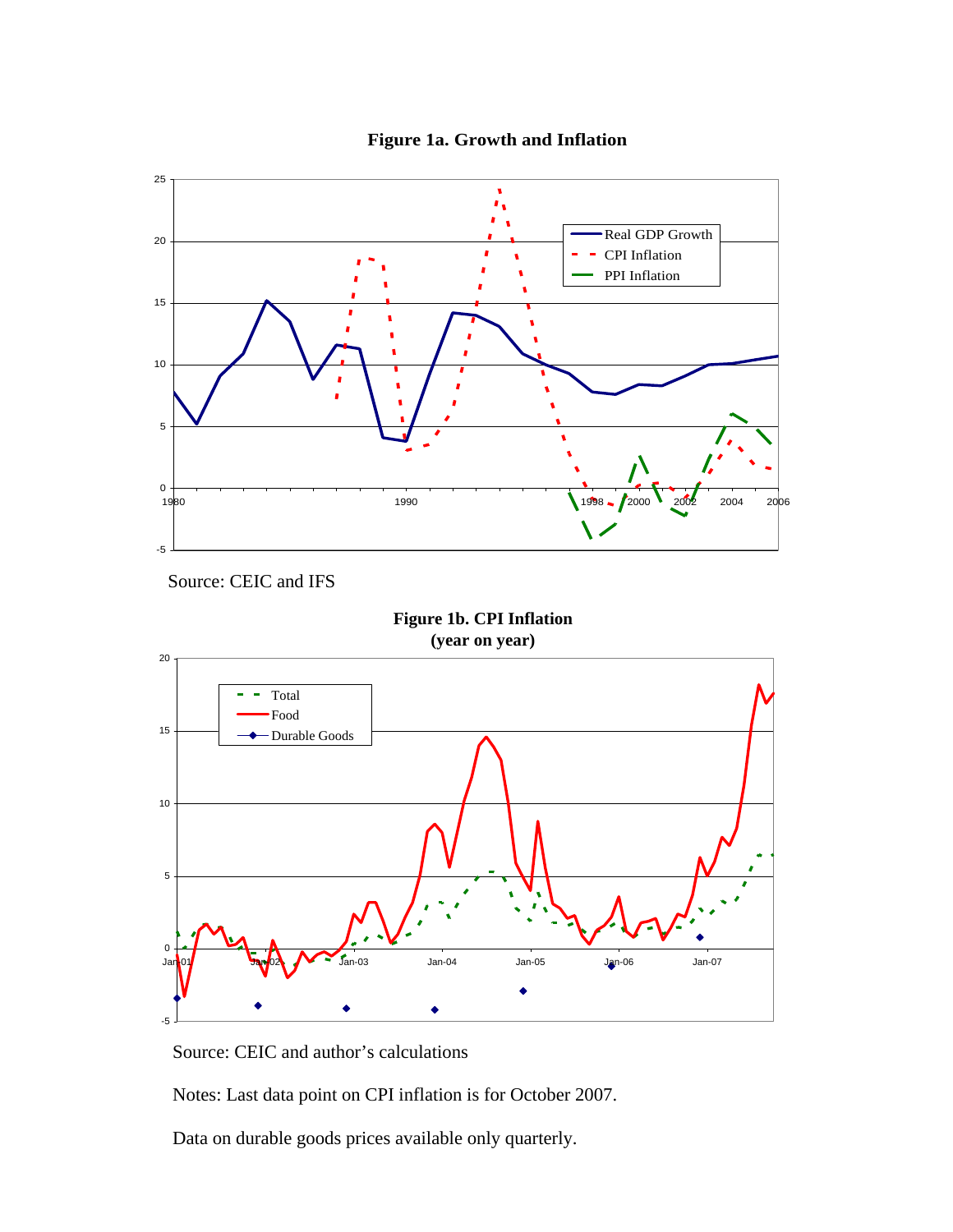**Figure 1a. Growth and Inflation**

Source: CEIC and IFS

**Figure 1b. CPI Inflation (year on year)**

Source: CEIC and author's calculations

Notes: Last data point on CPI inflation is for October 2007.

Data on durable goods prices available only quarterly.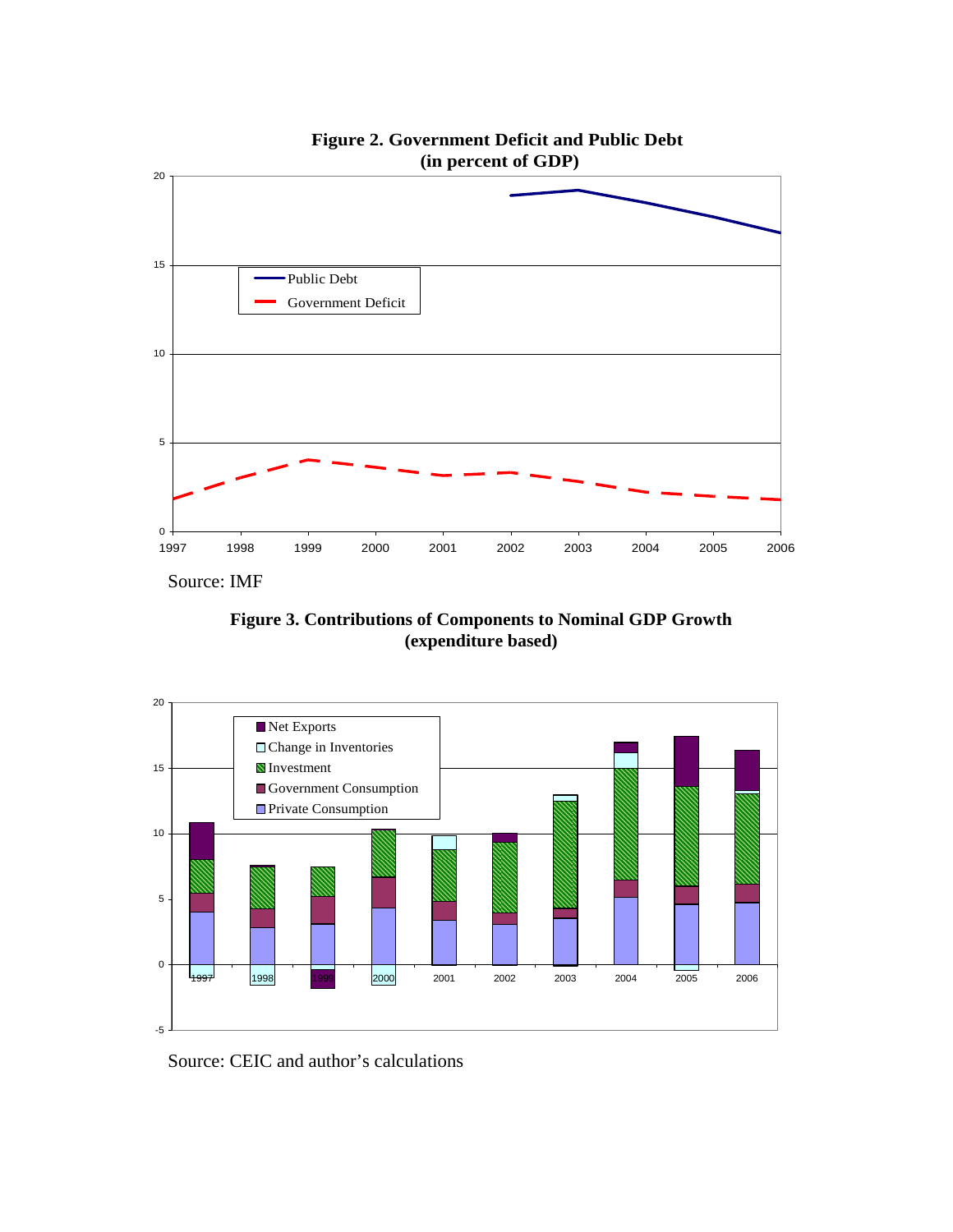**Figure 2. Government Deficit and Public Debt (in percent of GDP)**

Source: IMF

**Figure 3. Contributions of Components to Nominal GDP Growth (expenditure based)**

Source: CEIC and author's calculations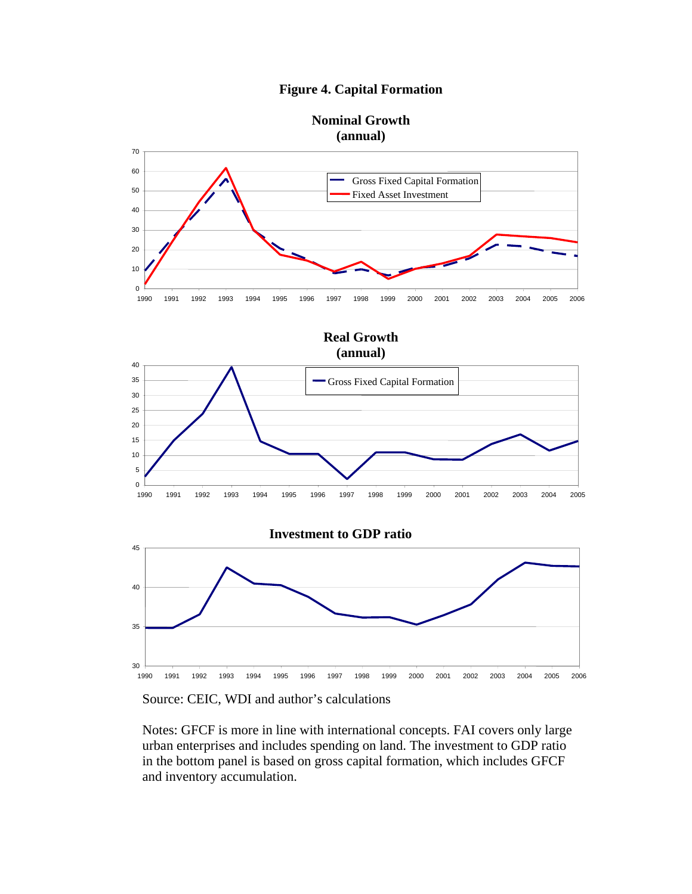**Figure 4. Capital Formation**

**Nominal Growth (annual)**

**Real Growth (annual)**

**Investment to GDP ratio**

Source: CEIC, WDI and author's calculations

Notes: GFCF is more in line with international concepts. FAI covers only large urban enterprises and includes spending on land. The investment to GDP ratio in the bottom panel is based on gross capital formation, which includes GFCF and inventory accumulation.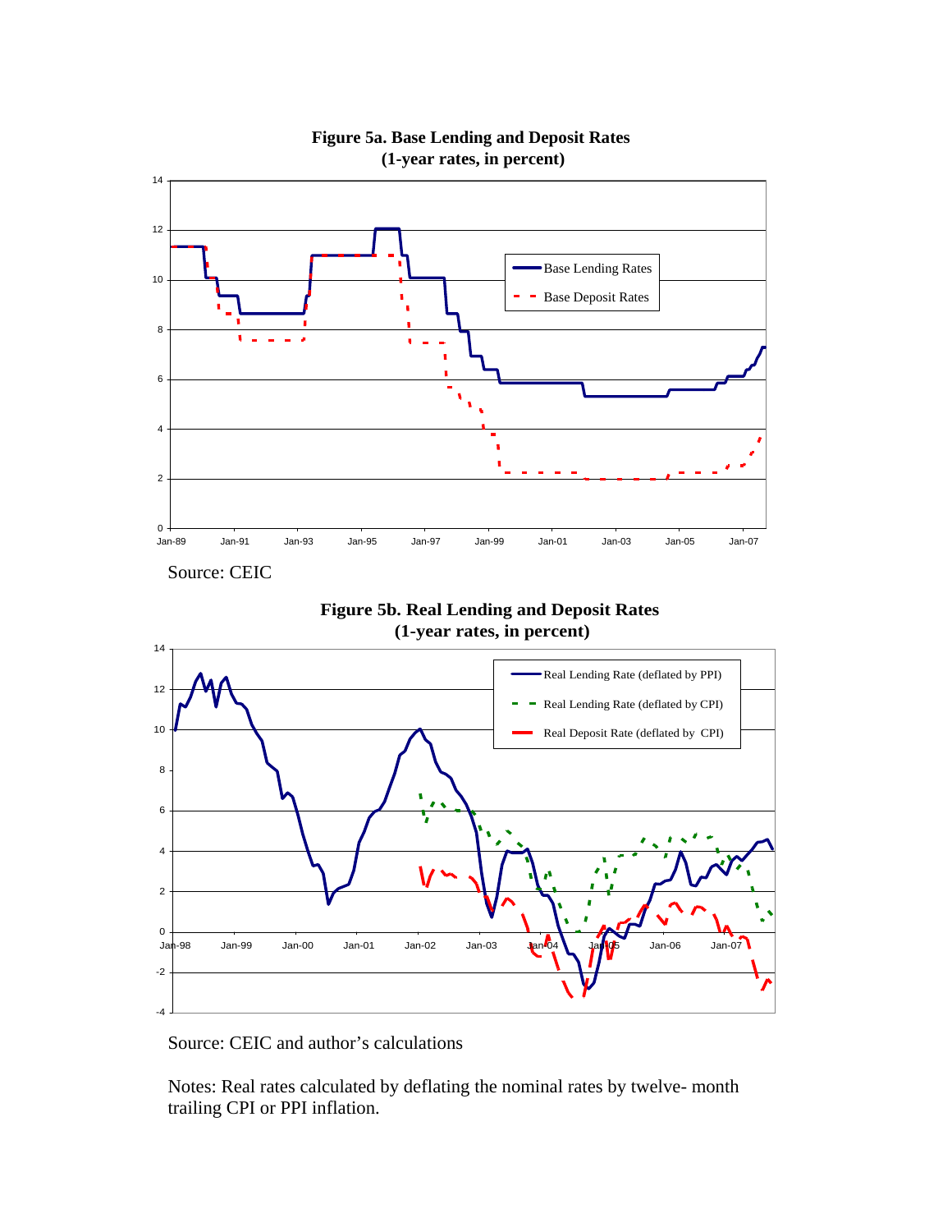**Figure 5a. Base Lending and Deposit Rates**
**(1-year rates, in percent)**

Source: CEIC

**Figure 5b. Real Lending and Deposit Rates**
**(1-year rates, in percent)**

Source: CEIC and author's calculations

Notes: Real rates calculated by deflating the nominal rates by twelve- month trailing CPI or PPI inflation.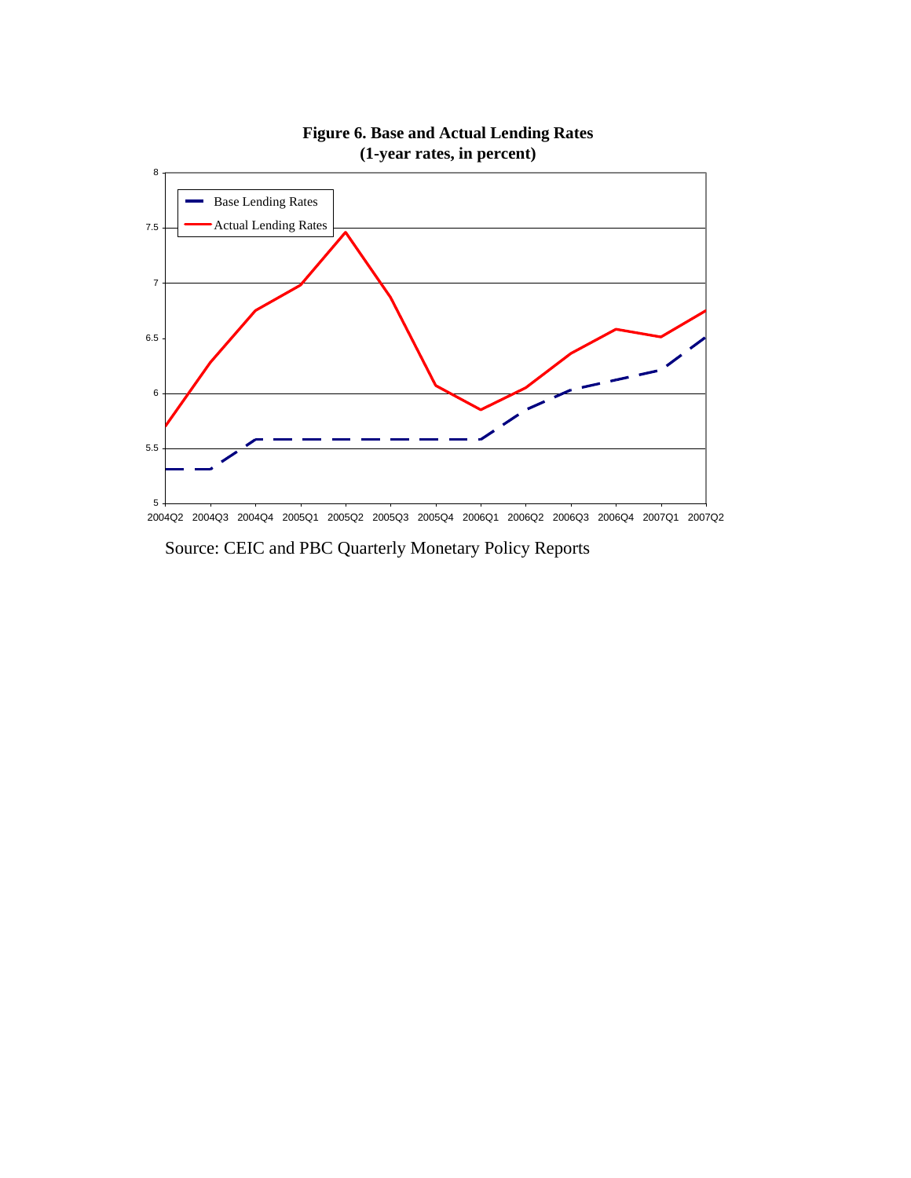**Figure 6. Base and Actual Lending Rates**
**(1-year rates, in percent)**

Source: CEIC and PBC Quarterly Monetary Policy Reports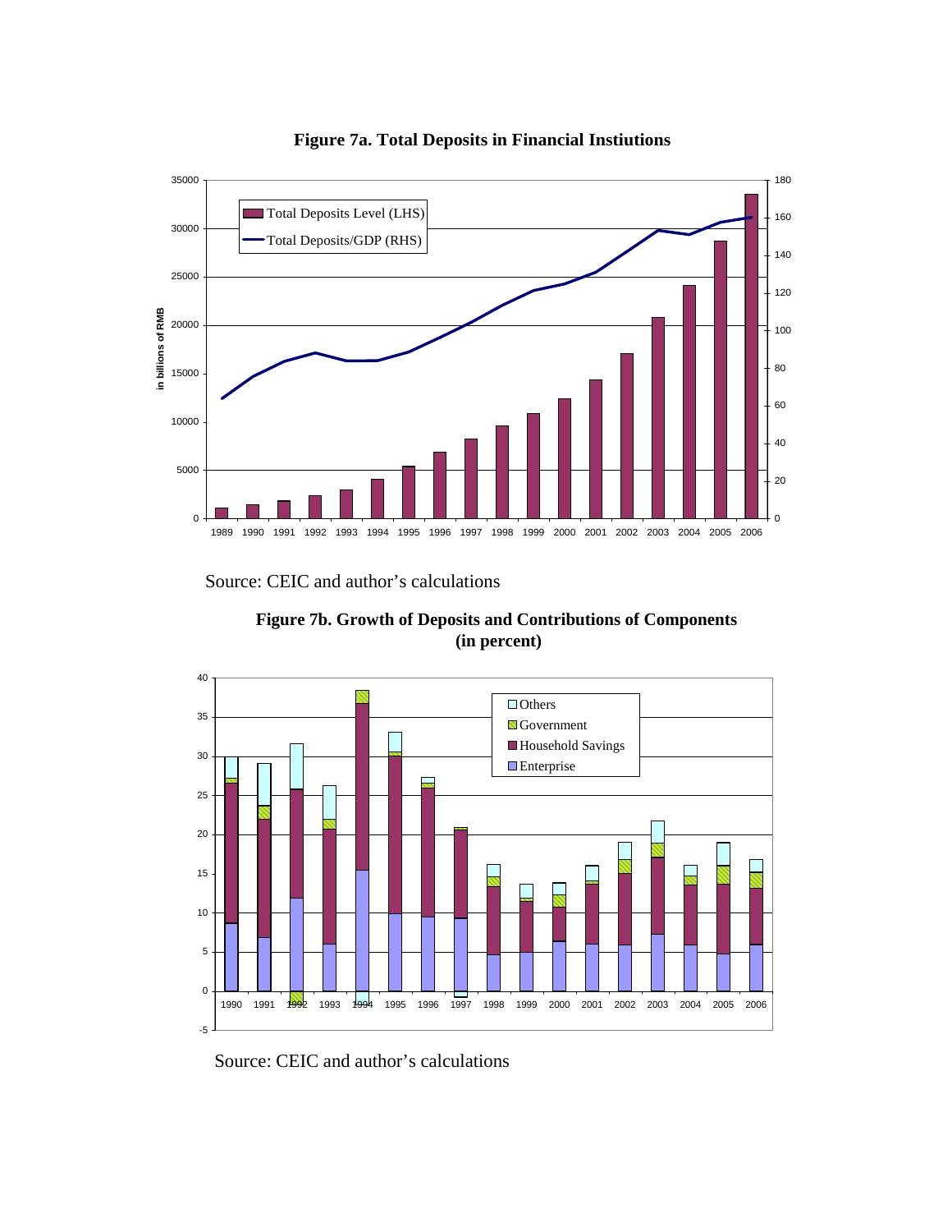**Figure 7a. Total Deposits in Financial Instiutions**

Source: CEIC and author's calculations

**Figure 7b. Growth of Deposits and Contributions of Components (in percent)**

Source: CEIC and author's calculations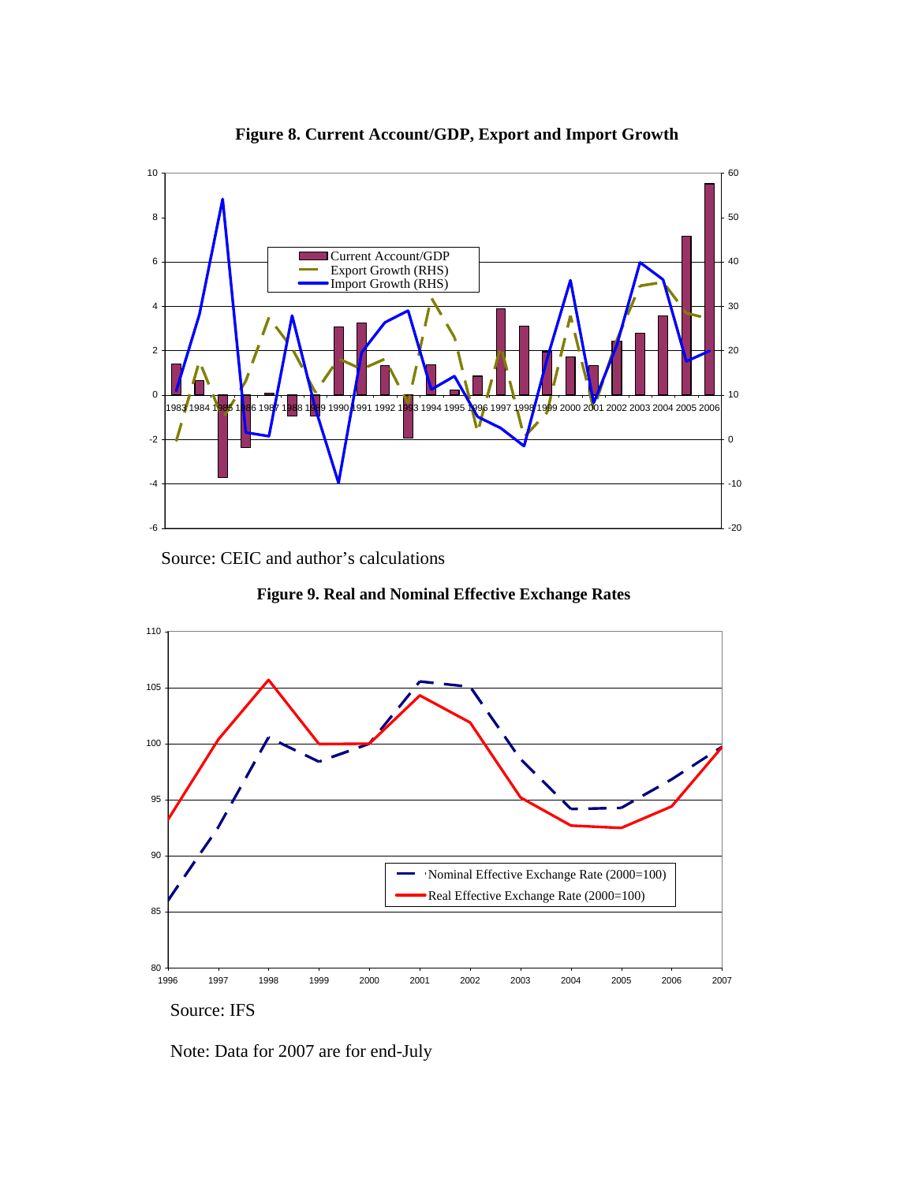**Figure 8. Current Account/GDP, Export and Import Growth**

Source: CEIC and author's calculations

**Figure 9. Real and Nominal Effective Exchange Rates**

Source: IFS

Note: Data for 2007 are for end-July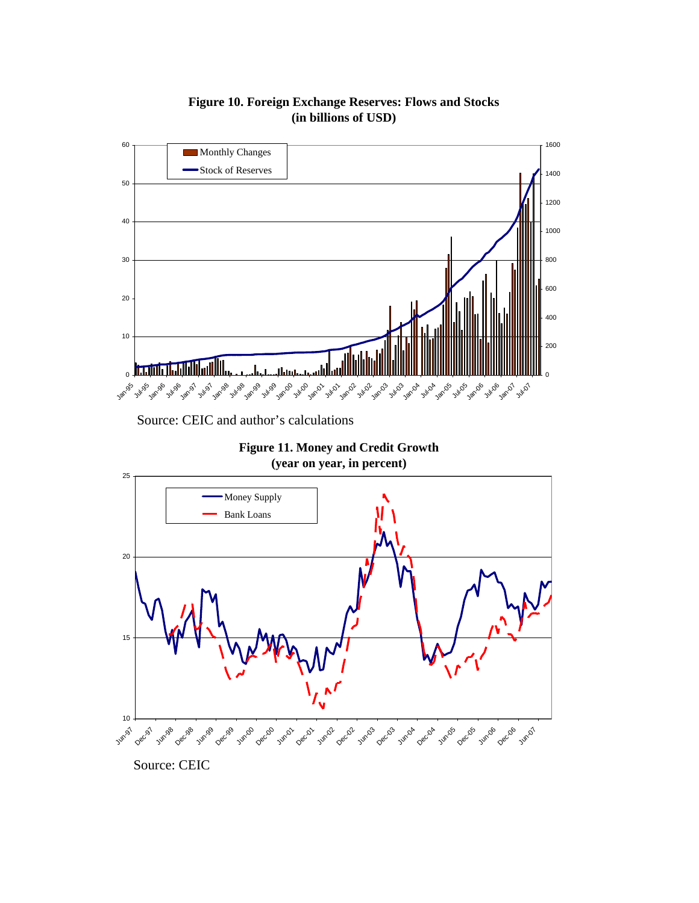**Figure 10. Foreign Exchange Reserves: Flows and Stocks (in billions of USD)**

Source: CEIC and author's calculations

**Figure 11. Money and Credit Growth (year on year, in percent)**

Source: CEIC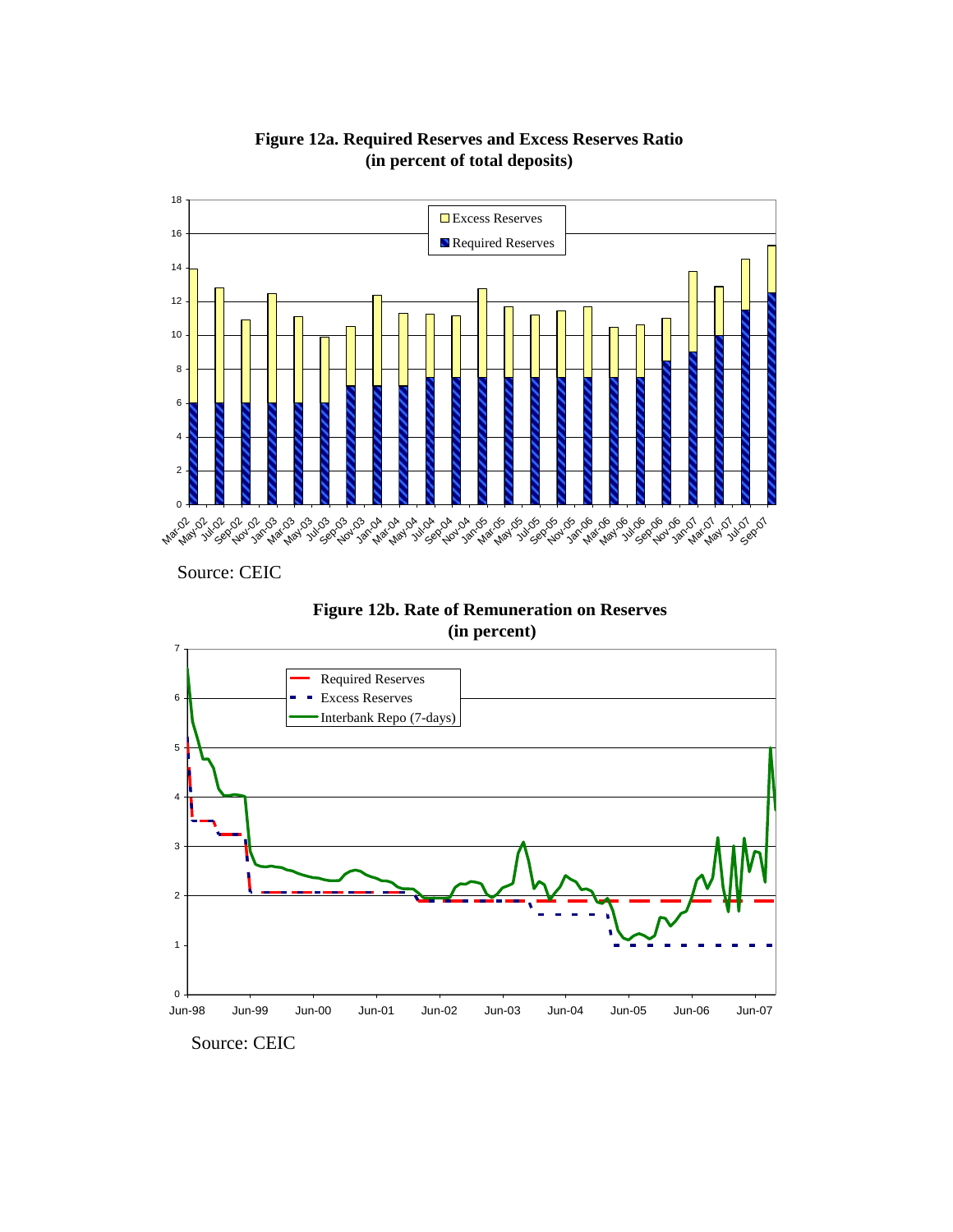**Figure 12a. Required Reserves and Excess Reserves Ratio (in percent of total deposits)**

Source: CEIC

**Figure 12b. Rate of Remuneration on Reserves (in percent)**

Source: CEIC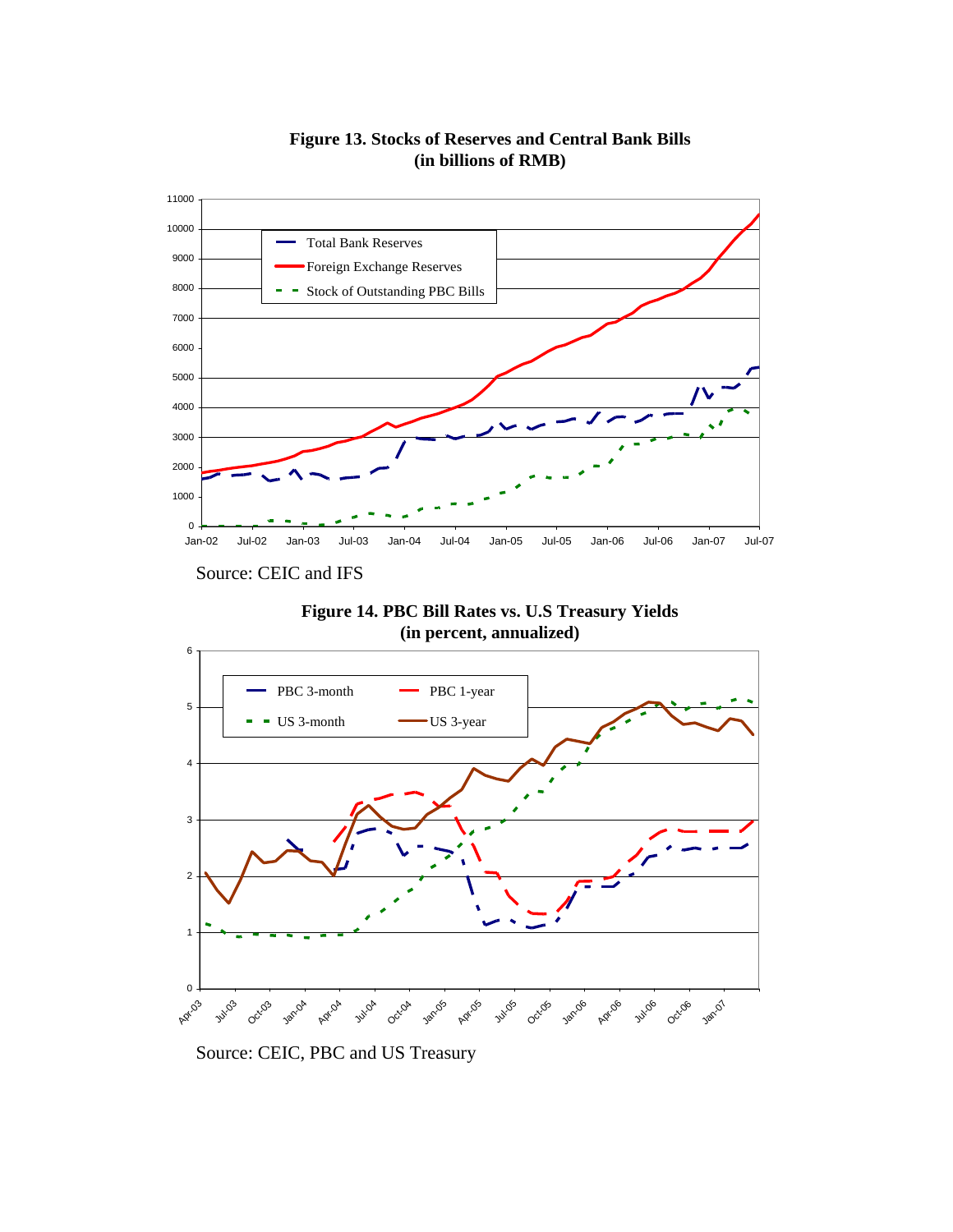**Figure 13. Stocks of Reserves and Central Bank Bills (in billions of RMB)**

Source: CEIC and IFS

**Figure 14. PBC Bill Rates vs. U.S Treasury Yields (in percent, annualized)**

Source: CEIC, PBC and US Treasury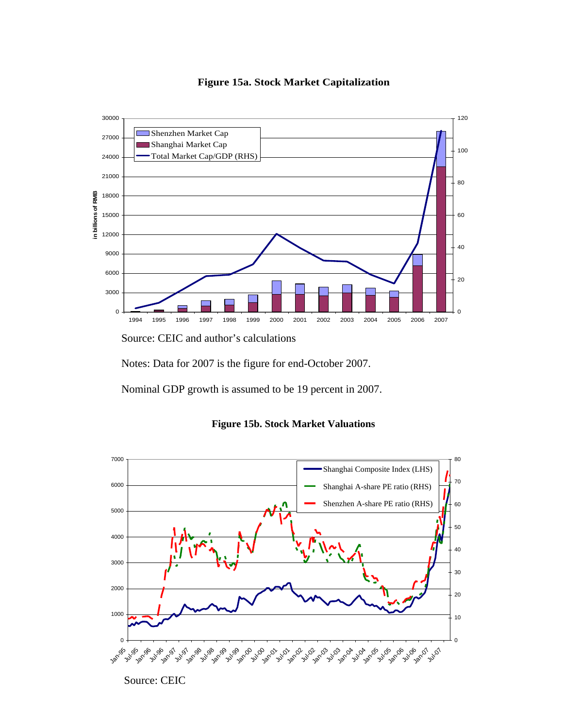**Figure 15a. Stock Market Capitalization**

Source: CEIC and author's calculations

Notes: Data for 2007 is the figure for end-October 2007.

Nominal GDP growth is assumed to be 19 percent in 2007.

**Figure 15b. Stock Market Valuations**

Source: CEIC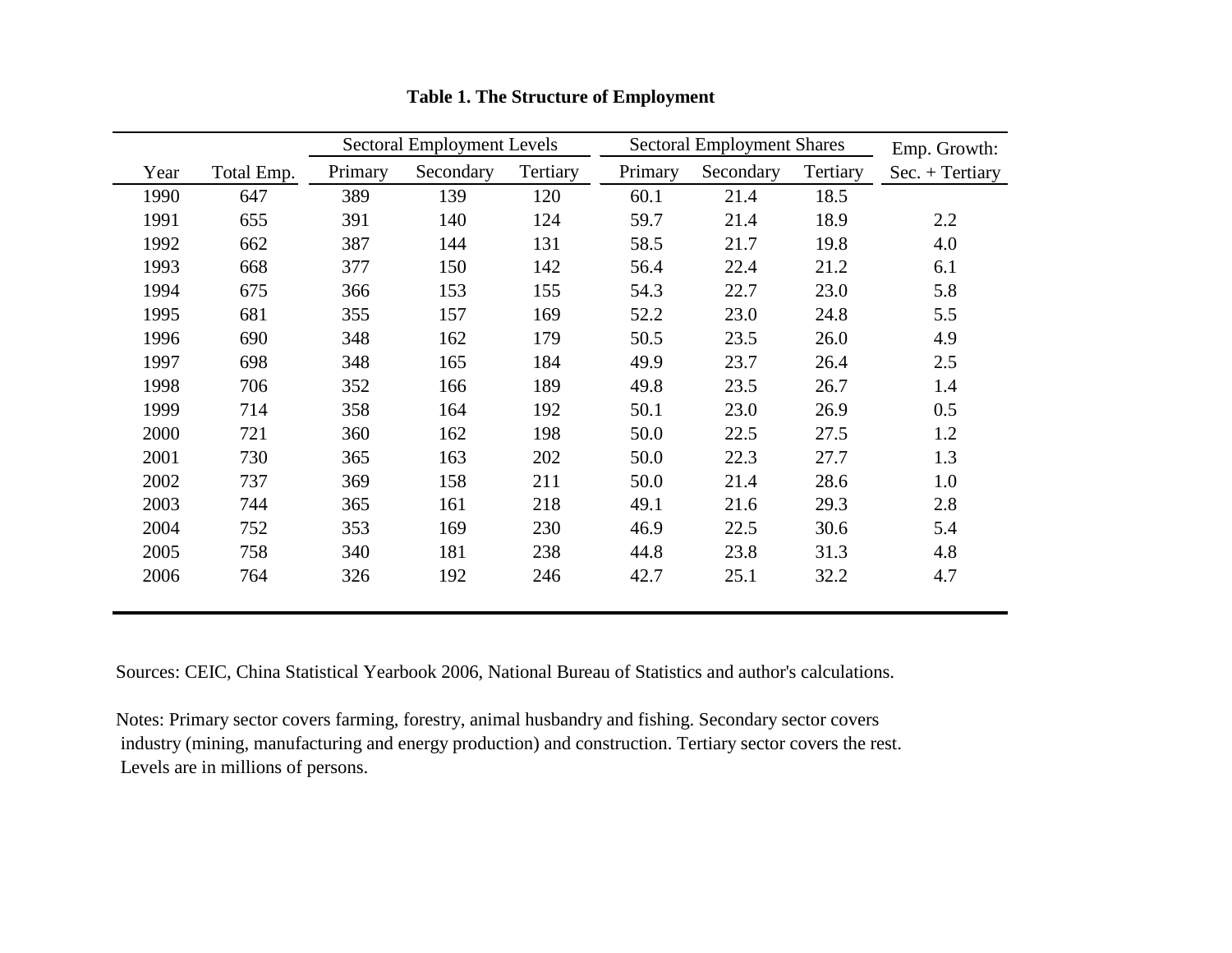**Table 1. The Structure of Employment**

| | | Sectoral Employment Levels | | | Sectoral Employment Shares | | | Emp. Growth: |
|---|---|---|---|---|---|---|---|---|
| Year | Total Emp. | Primary | Secondary | Tertiary | Primary | Secondary | Tertiary | Sec. + Tertiary |
| 1990 | 647 | 389 | 139 | 120 | 60.1 | 21.4 | 18.5 | |
| 1991 | 655 | 391 | 140 | 124 | 59.7 | 21.4 | 18.9 | 2.2 |
| 1992 | 662 | 387 | 144 | 131 | 58.5 | 21.7 | 19.8 | 4.0 |
| 1993 | 668 | 377 | 150 | 142 | 56.4 | 22.4 | 21.2 | 6.1 |
| 1994 | 675 | 366 | 153 | 155 | 54.3 | 22.7 | 23.0 | 5.8 |
| 1995 | 681 | 355 | 157 | 169 | 52.2 | 23.0 | 24.8 | 5.5 |
| 1996 | 690 | 348 | 162 | 179 | 50.5 | 23.5 | 26.0 | 4.9 |
| 1997 | 698 | 348 | 165 | 184 | 49.9 | 23.7 | 26.4 | 2.5 |
| 1998 | 706 | 352 | 166 | 189 | 49.8 | 23.5 | 26.7 | 1.4 |
| 1999 | 714 | 358 | 164 | 192 | 50.1 | 23.0 | 26.9 | 0.5 |
| 2000 | 721 | 360 | 162 | 198 | 50.0 | 22.5 | 27.5 | 1.2 |
| 2001 | 730 | 365 | 163 | 202 | 50.0 | 22.3 | 27.7 | 1.3 |
| 2002 | 737 | 369 | 158 | 211 | 50.0 | 21.4 | 28.6 | 1.0 |
| 2003 | 744 | 365 | 161 | 218 | 49.1 | 21.6 | 29.3 | 2.8 |
| 2004 | 752 | 353 | 169 | 230 | 46.9 | 22.5 | 30.6 | 5.4 |
| 2005 | 758 | 340 | 181 | 238 | 44.8 | 23.8 | 31.3 | 4.8 |
| 2006 | 764 | 326 | 192 | 246 | 42.7 | 25.1 | 32.2 | 4.7 |

Sources: CEIC, China Statistical Yearbook 2006, National Bureau of Statistics and author's calculations.

Notes: Primary sector covers farming, forestry, animal husbandry and fishing. Secondary sector covers industry (mining, manufacturing and energy production) and construction. Tertiary sector covers the rest. Levels are in millions of persons.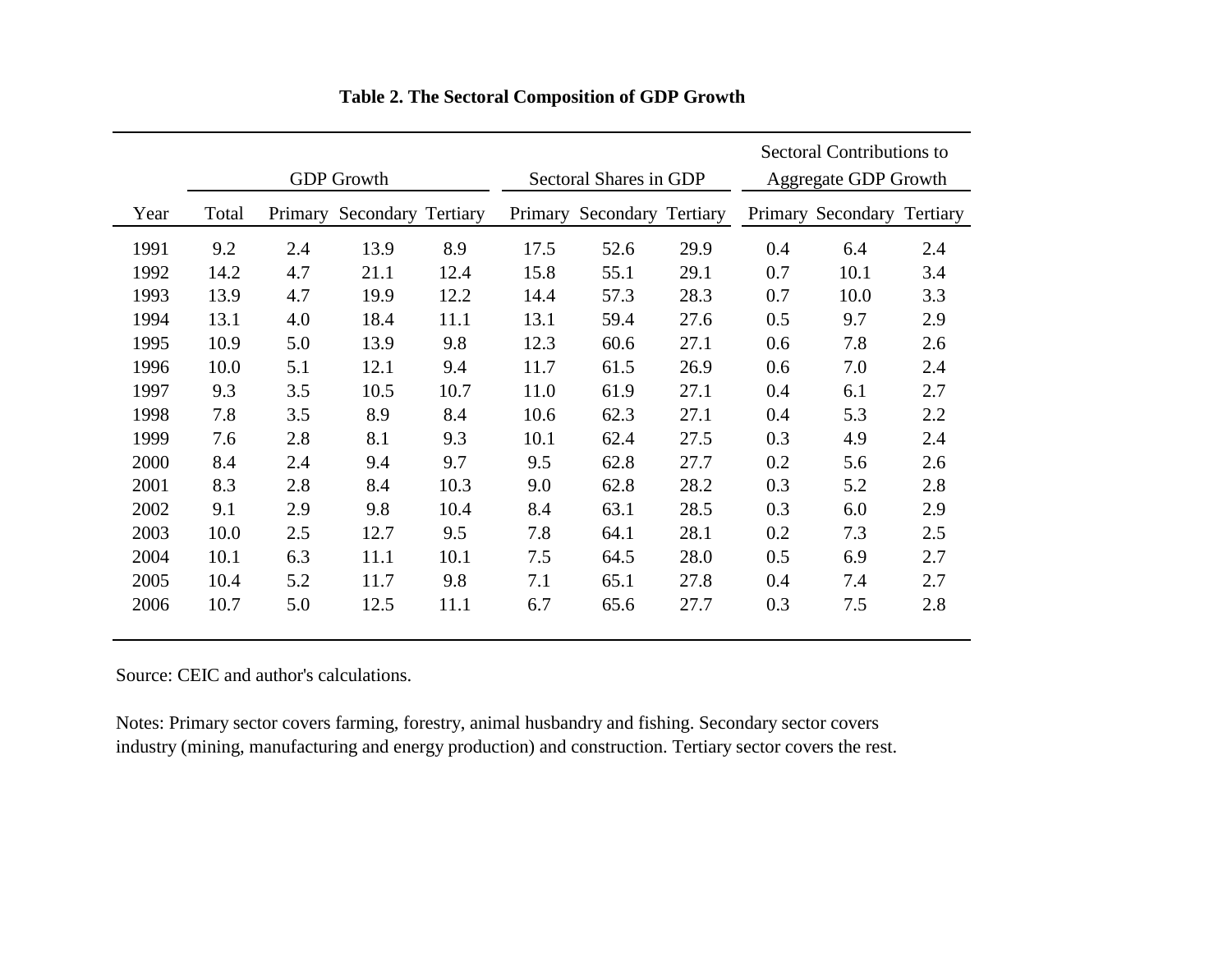**Table 2. The Sectoral Composition of GDP Growth**

| | GDP Growth | | | | Sectoral Shares in GDP | | | Sectoral Contributions to Aggregate GDP Growth | | |
|---|---|---|---|---|---|---|---|---|---|---|
| Year | Total | Primary | Secondary | Tertiary | Primary | Secondary | Tertiary | Primary | Secondary | Tertiary |
| 1991 | 9.2 | 2.4 | 13.9 | 8.9 | 17.5 | 52.6 | 29.9 | 0.4 | 6.4 | 2.4 |
| 1992 | 14.2 | 4.7 | 21.1 | 12.4 | 15.8 | 55.1 | 29.1 | 0.7 | 10.1 | 3.4 |
| 1993 | 13.9 | 4.7 | 19.9 | 12.2 | 14.4 | 57.3 | 28.3 | 0.7 | 10.0 | 3.3 |
| 1994 | 13.1 | 4.0 | 18.4 | 11.1 | 13.1 | 59.4 | 27.6 | 0.5 | 9.7 | 2.9 |
| 1995 | 10.9 | 5.0 | 13.9 | 9.8 | 12.3 | 60.6 | 27.1 | 0.6 | 7.8 | 2.6 |
| 1996 | 10.0 | 5.1 | 12.1 | 9.4 | 11.7 | 61.5 | 26.9 | 0.6 | 7.0 | 2.4 |
| 1997 | 9.3 | 3.5 | 10.5 | 10.7 | 11.0 | 61.9 | 27.1 | 0.4 | 6.1 | 2.7 |
| 1998 | 7.8 | 3.5 | 8.9 | 8.4 | 10.6 | 62.3 | 27.1 | 0.4 | 5.3 | 2.2 |
| 1999 | 7.6 | 2.8 | 8.1 | 9.3 | 10.1 | 62.4 | 27.5 | 0.3 | 4.9 | 2.4 |
| 2000 | 8.4 | 2.4 | 9.4 | 9.7 | 9.5 | 62.8 | 27.7 | 0.2 | 5.6 | 2.6 |
| 2001 | 8.3 | 2.8 | 8.4 | 10.3 | 9.0 | 62.8 | 28.2 | 0.3 | 5.2 | 2.8 |
| 2002 | 9.1 | 2.9 | 9.8 | 10.4 | 8.4 | 63.1 | 28.5 | 0.3 | 6.0 | 2.9 |
| 2003 | 10.0 | 2.5 | 12.7 | 9.5 | 7.8 | 64.1 | 28.1 | 0.2 | 7.3 | 2.5 |
| 2004 | 10.1 | 6.3 | 11.1 | 10.1 | 7.5 | 64.5 | 28.0 | 0.5 | 6.9 | 2.7 |
| 2005 | 10.4 | 5.2 | 11.7 | 9.8 | 7.1 | 65.1 | 27.8 | 0.4 | 7.4 | 2.7 |
| 2006 | 10.7 | 5.0 | 12.5 | 11.1 | 6.7 | 65.6 | 27.7 | 0.3 | 7.5 | 2.8 |

Source: CEIC and author's calculations.

Notes: Primary sector covers farming, forestry, animal husbandry and fishing. Secondary sector covers industry (mining, manufacturing and energy production) and construction. Tertiary sector covers the rest.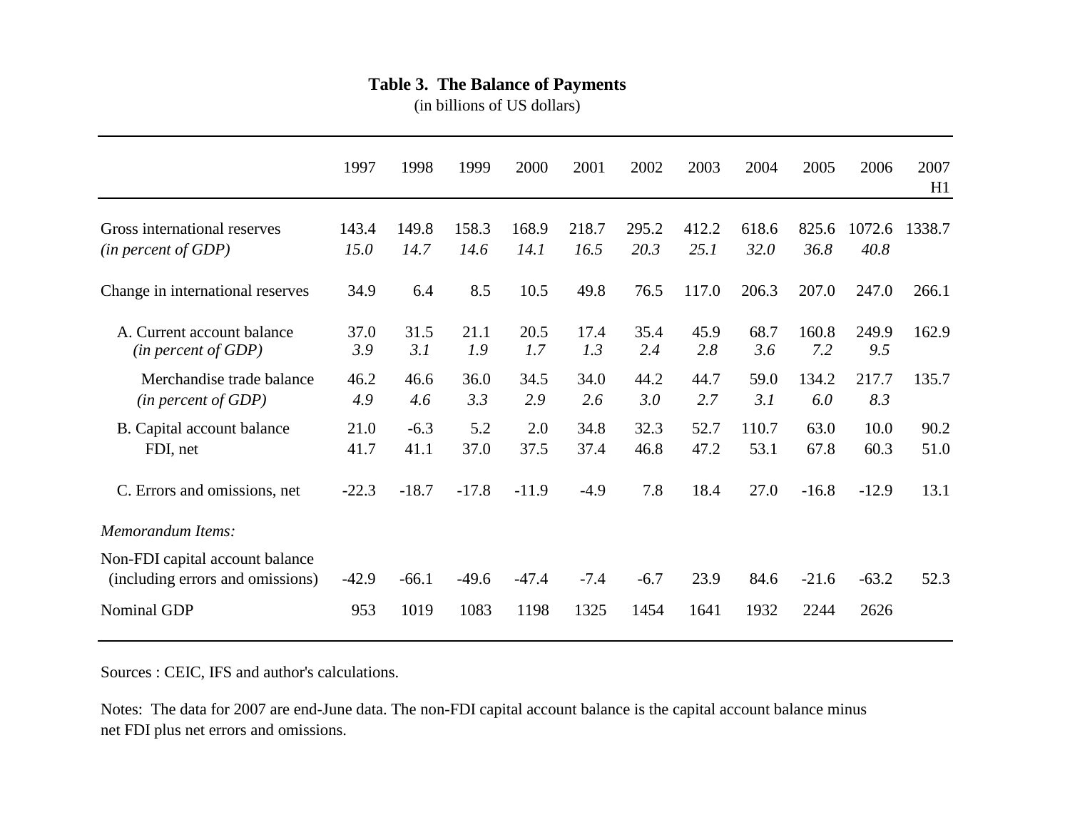**Table 3. The Balance of Payments**

(in billions of US dollars)

| | 1997 | 1998 | 1999 | 2000 | 2001 | 2002 | 2003 | 2004 | 2005 | 2006 | 2007 H1 |
|---|---|---|---|---|---|---|---|---|---|---|---|
| Gross international reserves | 143.4 | 149.8 | 158.3 | 168.9 | 218.7 | 295.2 | 412.2 | 618.6 | 825.6 | 1072.6 | 1338.7 |
| *(in percent of GDP)* | *15.0* | *14.7* | *14.6* | *14.1* | *16.5* | *20.3* | *25.1* | *32.0* | *36.8* | *40.8* | |
| Change in international reserves | 34.9 | 6.4 | 8.5 | 10.5 | 49.8 | 76.5 | 117.0 | 206.3 | 207.0 | 247.0 | 266.1 |
| A. Current account balance | 37.0 | 31.5 | 21.1 | 20.5 | 17.4 | 35.4 | 45.9 | 68.7 | 160.8 | 249.9 | 162.9 |
| *(in percent of GDP)* | *3.9* | *3.1* | *1.9* | *1.7* | *1.3* | *2.4* | *2.8* | *3.6* | *7.2* | *9.5* | |
| Merchandise trade balance | 46.2 | 46.6 | 36.0 | 34.5 | 34.0 | 44.2 | 44.7 | 59.0 | 134.2 | 217.7 | 135.7 |
| *(in percent of GDP)* | *4.9* | *4.6* | *3.3* | *2.9* | *2.6* | *3.0* | *2.7* | *3.1* | *6.0* | *8.3* | |
| B. Capital account balance | 21.0 | -6.3 | 5.2 | 2.0 | 34.8 | 32.3 | 52.7 | 110.7 | 63.0 | 10.0 | 90.2 |
| FDI, net | 41.7 | 41.1 | 37.0 | 37.5 | 37.4 | 46.8 | 47.2 | 53.1 | 67.8 | 60.3 | 51.0 |
| C. Errors and omissions, net | -22.3 | -18.7 | -17.8 | -11.9 | -4.9 | 7.8 | 18.4 | 27.0 | -16.8 | -12.9 | 13.1 |
| *Memorandum Items:* | | | | | | | | | | | |
| Non-FDI capital account balance (including errors and omissions) | -42.9 | -66.1 | -49.6 | -47.4 | -7.4 | -6.7 | 23.9 | 84.6 | -21.6 | -63.2 | 52.3 |
| Nominal GDP | 953 | 1019 | 1083 | 1198 | 1325 | 1454 | 1641 | 1932 | 2244 | 2626 | |

Sources : CEIC, IFS and author's calculations.

Notes: The data for 2007 are end-June data. The non-FDI capital account balance is the capital account balance minus net FDI plus net errors and omissions.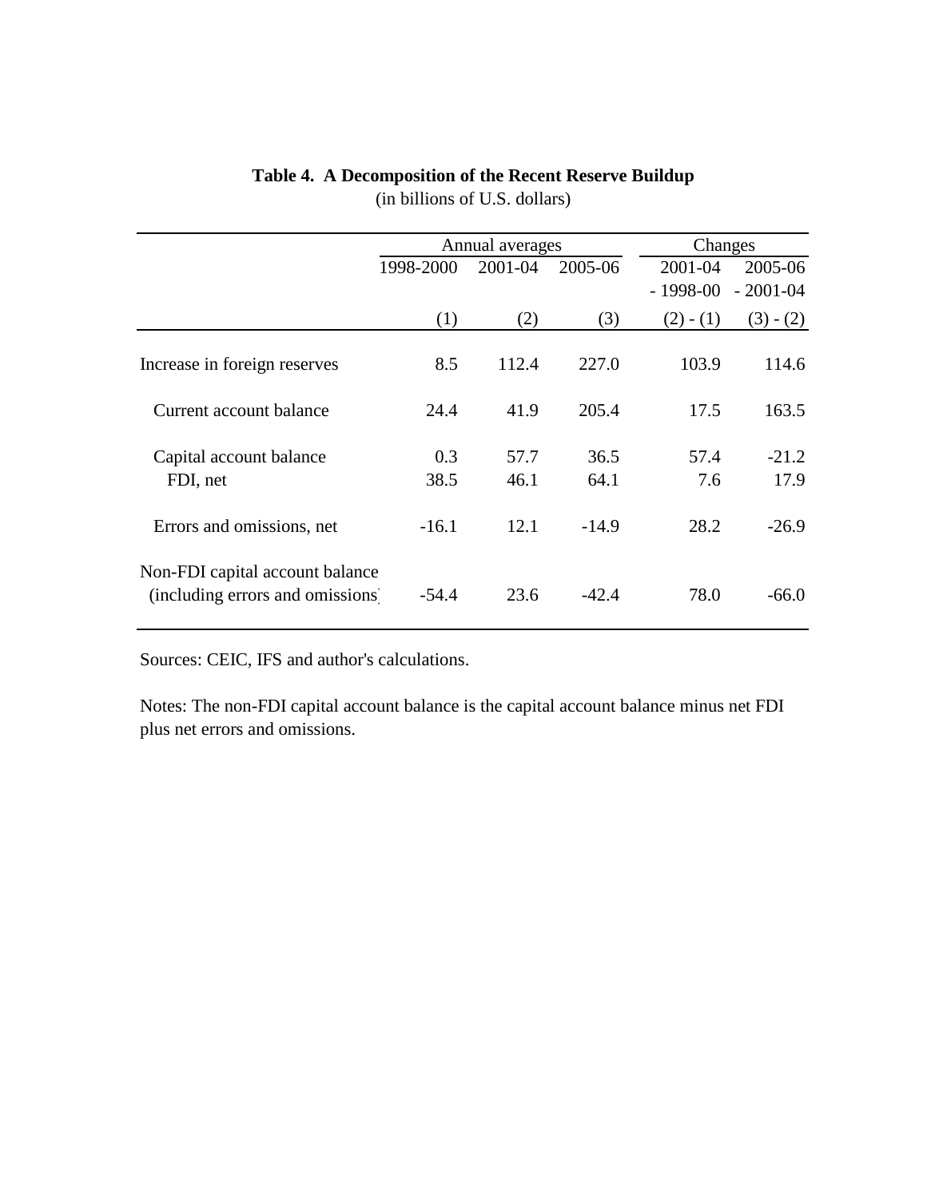**Table 4. A Decomposition of the Recent Reserve Buildup**
(in billions of U.S. dollars)

| | Annual averages | | | Changes | |
|---|---|---|---|---|---|
| | 1998-2000 | 2001-04 | 2005-06 | 2001-04 - 1998-00 | 2005-06 - 2001-04 |
| | (1) | (2) | (3) | (2) - (1) | (3) - (2) |
| Increase in foreign reserves | 8.5 | 112.4 | 227.0 | 103.9 | 114.6 |
| Current account balance | 24.4 | 41.9 | 205.4 | 17.5 | 163.5 |
| Capital account balance | 0.3 | 57.7 | 36.5 | 57.4 | -21.2 |
| FDI, net | 38.5 | 46.1 | 64.1 | 7.6 | 17.9 |
| Errors and omissions, net | -16.1 | 12.1 | -14.9 | 28.2 | -26.9 |
| Non-FDI capital account balance (including errors and omissions) | -54.4 | 23.6 | -42.4 | 78.0 | -66.0 |

Sources: CEIC, IFS and author's calculations.

Notes: The non-FDI capital account balance is the capital account balance minus net FDI plus net errors and omissions.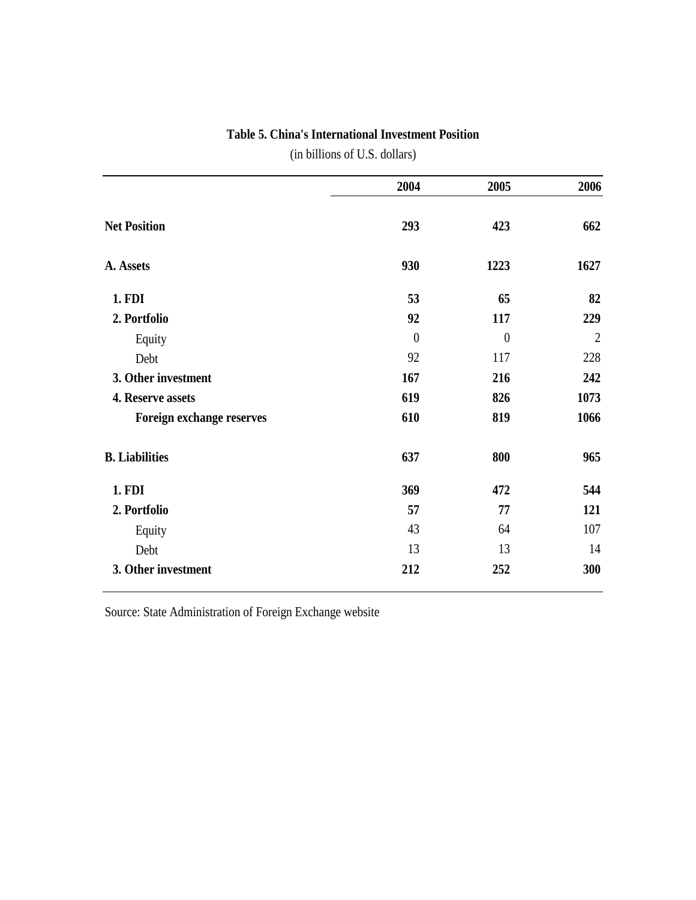**Table 5. China's International Investment Position**

(in billions of U.S. dollars)

| | 2004 | 2005 | 2006 |
|---|---|---|---|
| **Net Position** | **293** | **423** | **662** |
| **A. Assets** | **930** | **1223** | **1627** |
| **1. FDI** | **53** | **65** | **82** |
| **2. Portfolio** | **92** | **117** | **229** |
| Equity | 0 | 0 | 2 |
| Debt | 92 | 117 | 228 |
| **3. Other investment** | **167** | **216** | **242** |
| **4. Reserve assets** | **619** | **826** | **1073** |
| **Foreign exchange reserves** | **610** | **819** | **1066** |
| **B. Liabilities** | **637** | **800** | **965** |
| **1. FDI** | **369** | **472** | **544** |
| **2. Portfolio** | **57** | **77** | **121** |
| Equity | 43 | 64 | 107 |
| Debt | 13 | 13 | 14 |
| **3. Other investment** | **212** | **252** | **300** |

Source: State Administration of Foreign Exchange website